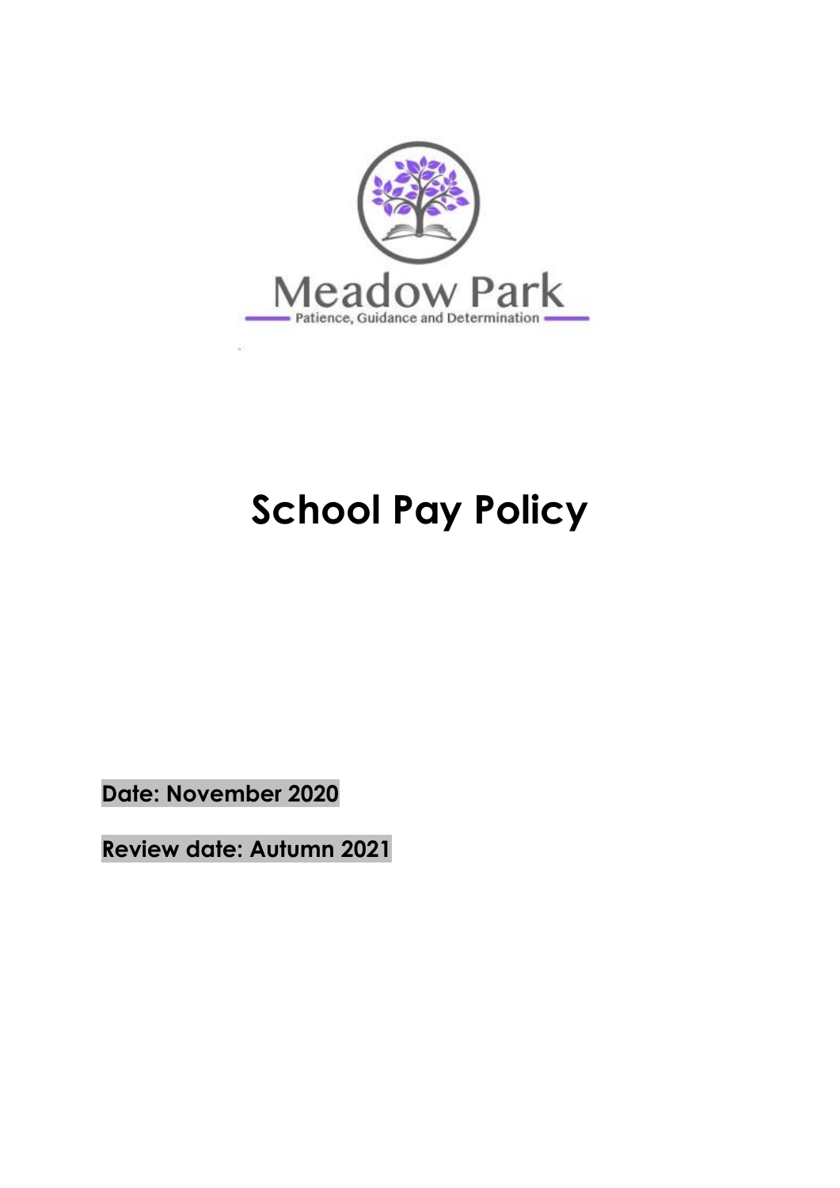Meadow Park

Patience, Guidance and Determination

# School Pay Policy

**Date: November 2020**

**Review date: Autumn 2021**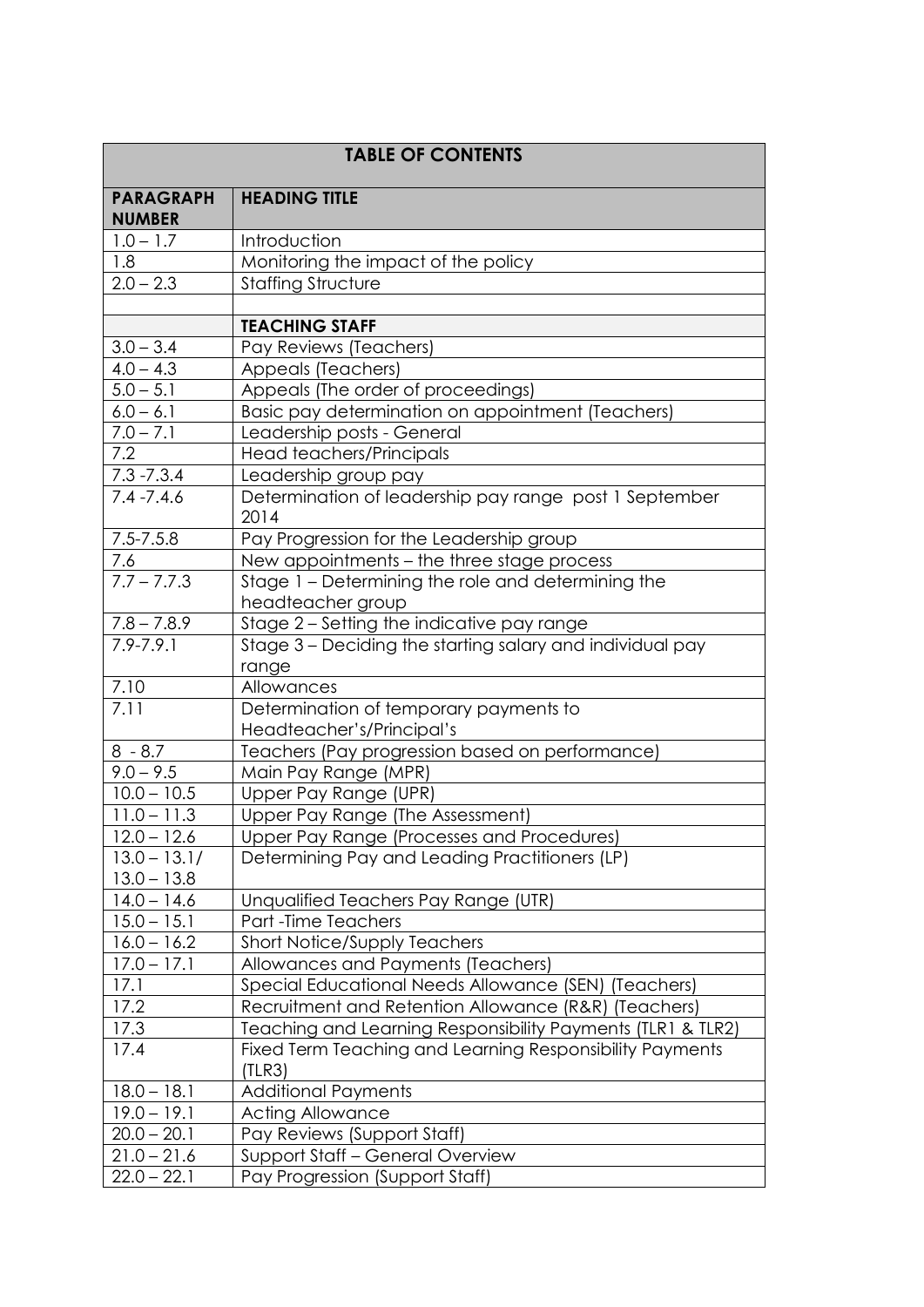| TABLE OF CONTENTS | |
|---|---|
| **PARAGRAPH NUMBER** | **HEADING TITLE** |
| 1.0 – 1.7 | Introduction |
| 1.8 | Monitoring the impact of the policy |
| 2.0 – 2.3 | Staffing Structure |
| | |
| | **TEACHING STAFF** |
| 3.0 – 3.4 | Pay Reviews (Teachers) |
| 4.0 – 4.3 | Appeals (Teachers) |
| 5.0 – 5.1 | Appeals (The order of proceedings) |
| 6.0 – 6.1 | Basic pay determination on appointment (Teachers) |
| 7.0 – 7.1 | Leadership posts - General |
| 7.2 | Head teachers/Principals |
| 7.3 -7.3.4 | Leadership group pay |
| 7.4 -7.4.6 | Determination of leadership pay range post 1 September 2014 |
| 7.5-7.5.8 | Pay Progression for the Leadership group |
| 7.6 | New appointments – the three stage process |
| 7.7 – 7.7.3 | Stage 1 – Determining the role and determining the headteacher group |
| 7.8 – 7.8.9 | Stage 2 – Setting the indicative pay range |
| 7.9-7.9.1 | Stage 3 – Deciding the starting salary and individual pay range |
| 7.10 | Allowances |
| 7.11 | Determination of temporary payments to Headteacher's/Principal's |
| 8 - 8.7 | Teachers (Pay progression based on performance) |
| 9.0 – 9.5 | Main Pay Range (MPR) |
| 10.0 – 10.5 | Upper Pay Range (UPR) |
| 11.0 – 11.3 | Upper Pay Range (The Assessment) |
| 12.0 – 12.6 | Upper Pay Range (Processes and Procedures) |
| 13.0 – 13.1/ 13.0 – 13.8 | Determining Pay and Leading Practitioners (LP) |
| 14.0 – 14.6 | Unqualified Teachers Pay Range (UTR) |
| 15.0 – 15.1 | Part -Time Teachers |
| 16.0 – 16.2 | Short Notice/Supply Teachers |
| 17.0 – 17.1 | Allowances and Payments (Teachers) |
| 17.1 | Special Educational Needs Allowance (SEN) (Teachers) |
| 17.2 | Recruitment and Retention Allowance (R&R) (Teachers) |
| 17.3 | Teaching and Learning Responsibility Payments (TLR1 & TLR2) |
| 17.4 | Fixed Term Teaching and Learning Responsibility Payments (TLR3) |
| 18.0 – 18.1 | Additional Payments |
| 19.0 – 19.1 | Acting Allowance |
| 20.0 – 20.1 | Pay Reviews (Support Staff) |
| 21.0 – 21.6 | Support Staff – General Overview |
| 22.0 – 22.1 | Pay Progression (Support Staff) |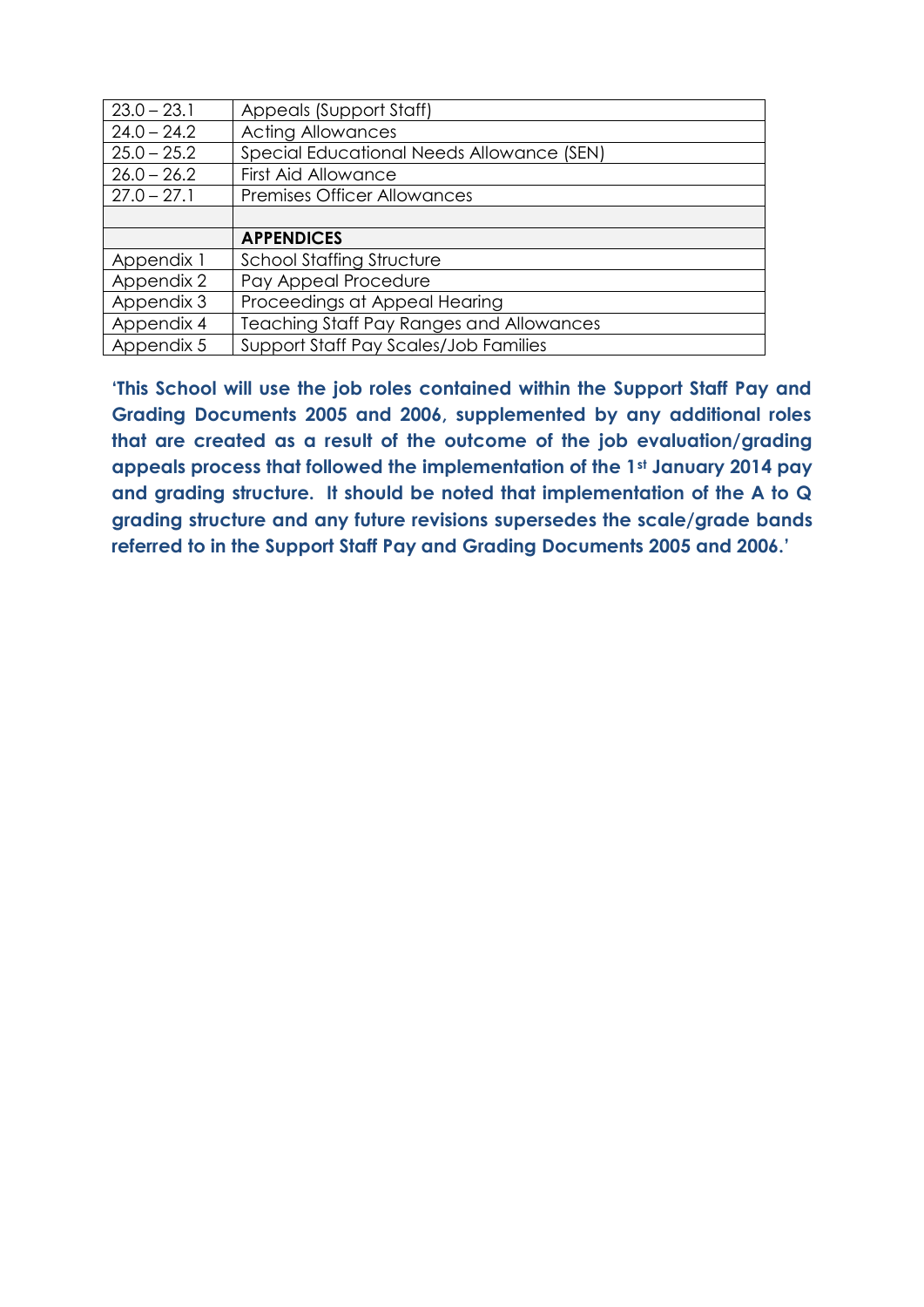| | |
|---|---|
| 23.0 – 23.1 | Appeals (Support Staff) |
| 24.0 – 24.2 | Acting Allowances |
| 25.0 – 25.2 | Special Educational Needs Allowance (SEN) |
| 26.0 – 26.2 | First Aid Allowance |
| 27.0 – 27.1 | Premises Officer Allowances |
| | |
| | **APPENDICES** |
| Appendix 1 | School Staffing Structure |
| Appendix 2 | Pay Appeal Procedure |
| Appendix 3 | Proceedings at Appeal Hearing |
| Appendix 4 | Teaching Staff Pay Ranges and Allowances |
| Appendix 5 | Support Staff Pay Scales/Job Families |

**'This School will use the job roles contained within the Support Staff Pay and Grading Documents 2005 and 2006, supplemented by any additional roles that are created as a result of the outcome of the job evaluation/grading appeals process that followed the implementation of the 1st January 2014 pay and grading structure. It should be noted that implementation of the A to Q grading structure and any future revisions supersedes the scale/grade bands referred to in the Support Staff Pay and Grading Documents 2005 and 2006.'**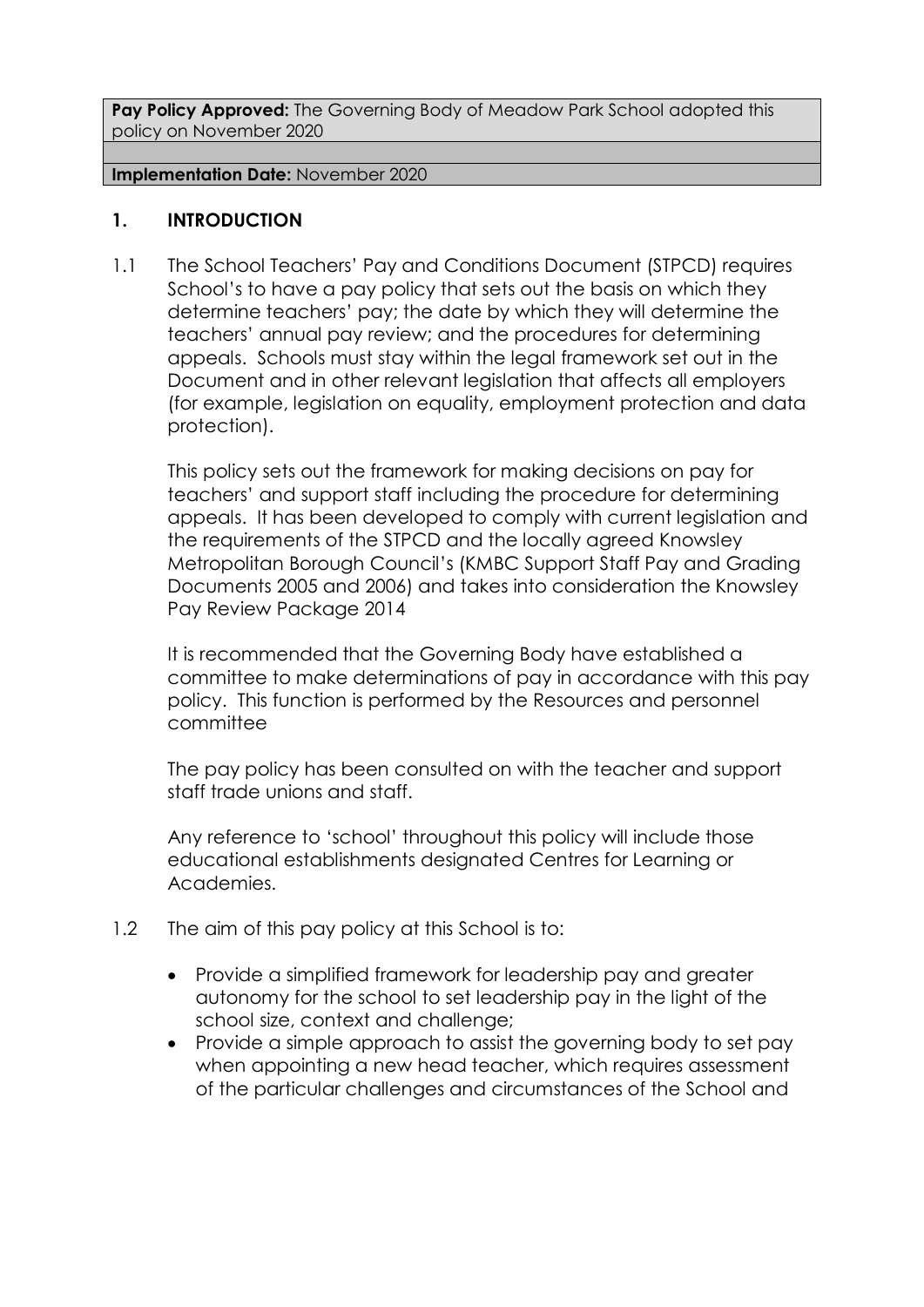| |
|---|
| **Pay Policy Approved:** The Governing Body of Meadow Park School adopted this policy on November 2020 |
| |
| **Implementation Date:** November 2020 |

## 1. INTRODUCTION

1.1 The School Teachers' Pay and Conditions Document (STPCD) requires School's to have a pay policy that sets out the basis on which they determine teachers' pay; the date by which they will determine the teachers' annual pay review; and the procedures for determining appeals. Schools must stay within the legal framework set out in the Document and in other relevant legislation that affects all employers (for example, legislation on equality, employment protection and data protection).

This policy sets out the framework for making decisions on pay for teachers' and support staff including the procedure for determining appeals. It has been developed to comply with current legislation and the requirements of the STPCD and the locally agreed Knowsley Metropolitan Borough Council's (KMBC Support Staff Pay and Grading Documents 2005 and 2006) and takes into consideration the Knowsley Pay Review Package 2014

It is recommended that the Governing Body have established a committee to make determinations of pay in accordance with this pay policy. This function is performed by the Resources and personnel committee

The pay policy has been consulted on with the teacher and support staff trade unions and staff.

Any reference to 'school' throughout this policy will include those educational establishments designated Centres for Learning or Academies.

1.2 The aim of this pay policy at this School is to:

- Provide a simplified framework for leadership pay and greater autonomy for the school to set leadership pay in the light of the school size, context and challenge;
- Provide a simple approach to assist the governing body to set pay when appointing a new head teacher, which requires assessment of the particular challenges and circumstances of the School and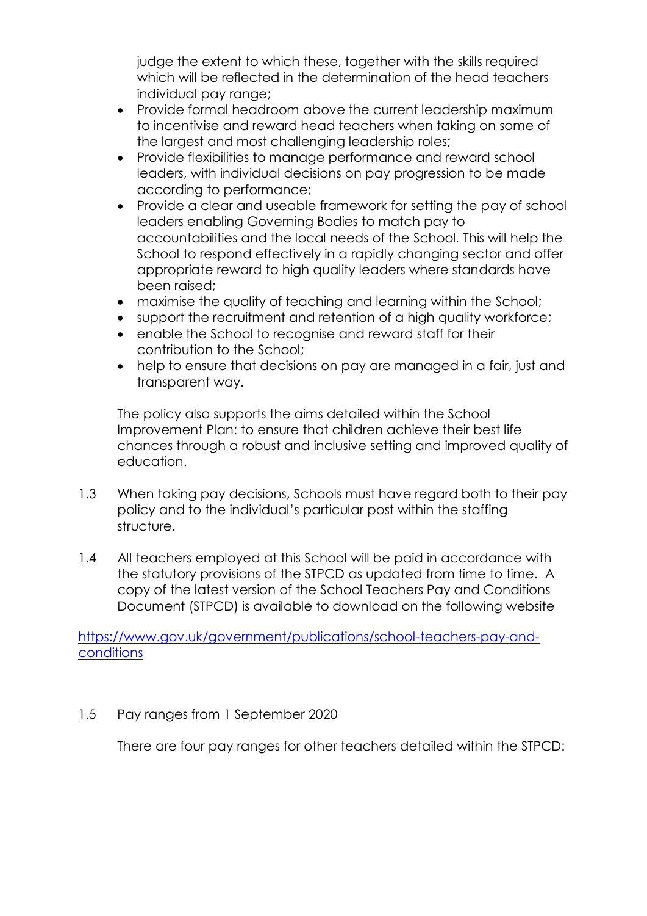judge the extent to which these, together with the skills required which will be reflected in the determination of the head teachers individual pay range;

- Provide formal headroom above the current leadership maximum to incentivise and reward head teachers when taking on some of the largest and most challenging leadership roles;
- Provide flexibilities to manage performance and reward school leaders, with individual decisions on pay progression to be made according to performance;
- Provide a clear and useable framework for setting the pay of school leaders enabling Governing Bodies to match pay to accountabilities and the local needs of the School. This will help the School to respond effectively in a rapidly changing sector and offer appropriate reward to high quality leaders where standards have been raised;
- maximise the quality of teaching and learning within the School;
- support the recruitment and retention of a high quality workforce;
- enable the School to recognise and reward staff for their contribution to the School;
- help to ensure that decisions on pay are managed in a fair, just and transparent way.

The policy also supports the aims detailed within the School Improvement Plan: to ensure that children achieve their best life chances through a robust and inclusive setting and improved quality of education.

1.3 When taking pay decisions, Schools must have regard both to their pay policy and to the individual's particular post within the staffing structure.

1.4 All teachers employed at this School will be paid in accordance with the statutory provisions of the STPCD as updated from time to time. A copy of the latest version of the School Teachers Pay and Conditions Document (STPCD) is available to download on the following website

https://www.gov.uk/government/publications/school-teachers-pay-and-conditions

1.5 Pay ranges from 1 September 2020

There are four pay ranges for other teachers detailed within the STPCD: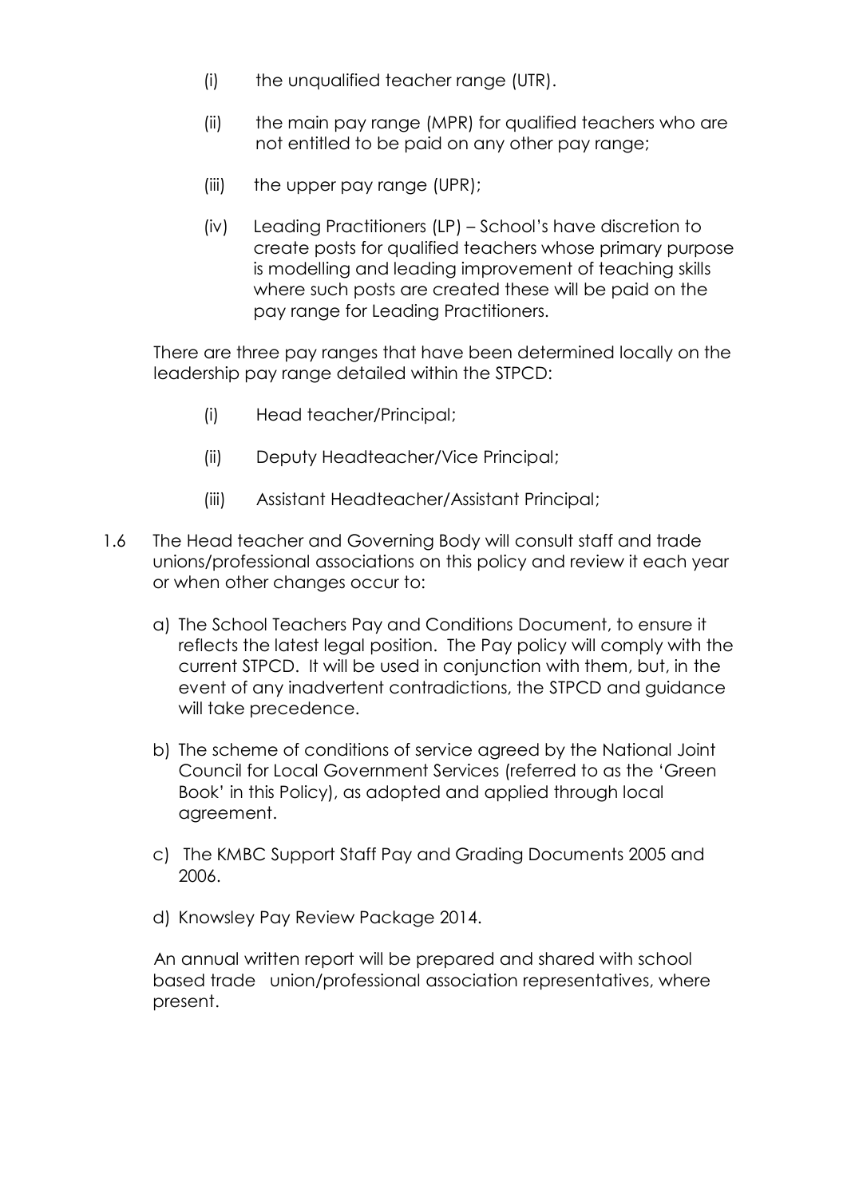(i) the unqualified teacher range (UTR).

(ii) the main pay range (MPR) for qualified teachers who are not entitled to be paid on any other pay range;

(iii) the upper pay range (UPR);

(iv) Leading Practitioners (LP) – School's have discretion to create posts for qualified teachers whose primary purpose is modelling and leading improvement of teaching skills where such posts are created these will be paid on the pay range for Leading Practitioners.

There are three pay ranges that have been determined locally on the leadership pay range detailed within the STPCD:

(i) Head teacher/Principal;

(ii) Deputy Headteacher/Vice Principal;

(iii) Assistant Headteacher/Assistant Principal;

1.6 The Head teacher and Governing Body will consult staff and trade unions/professional associations on this policy and review it each year or when other changes occur to:

a) The School Teachers Pay and Conditions Document, to ensure it reflects the latest legal position. The Pay policy will comply with the current STPCD. It will be used in conjunction with them, but, in the event of any inadvertent contradictions, the STPCD and guidance will take precedence.

b) The scheme of conditions of service agreed by the National Joint Council for Local Government Services (referred to as the 'Green Book' in this Policy), as adopted and applied through local agreement.

c) The KMBC Support Staff Pay and Grading Documents 2005 and 2006.

d) Knowsley Pay Review Package 2014.

An annual written report will be prepared and shared with school based trade union/professional association representatives, where present.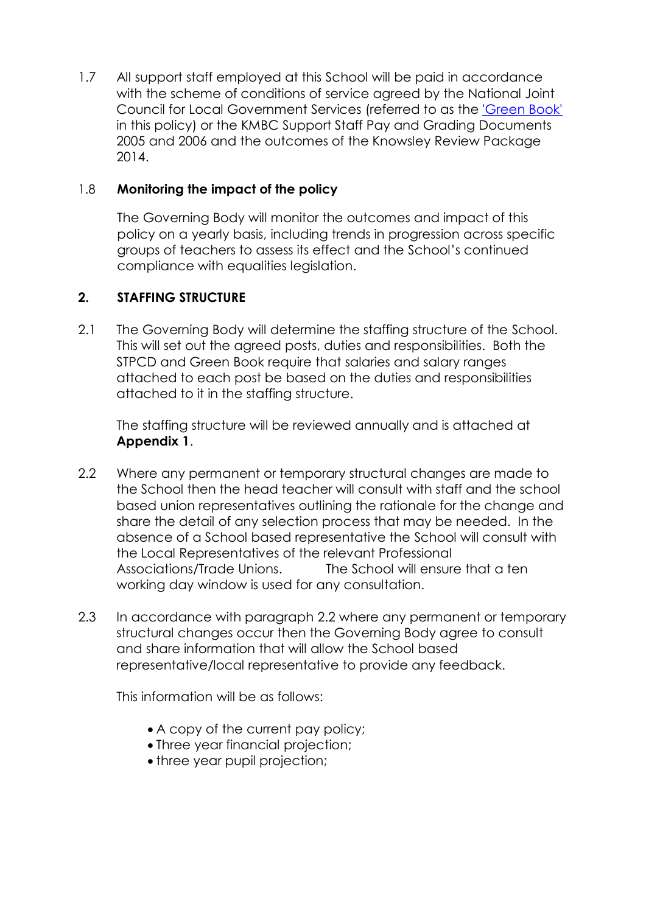1.7 All support staff employed at this School will be paid in accordance with the scheme of conditions of service agreed by the National Joint Council for Local Government Services (referred to as the 'Green Book' in this policy) or the KMBC Support Staff Pay and Grading Documents 2005 and 2006 and the outcomes of the Knowsley Review Package 2014.

1.8 **Monitoring the impact of the policy**

The Governing Body will monitor the outcomes and impact of this policy on a yearly basis, including trends in progression across specific groups of teachers to assess its effect and the School's continued compliance with equalities legislation.

## 2. STAFFING STRUCTURE

2.1 The Governing Body will determine the staffing structure of the School. This will set out the agreed posts, duties and responsibilities. Both the STPCD and Green Book require that salaries and salary ranges attached to each post be based on the duties and responsibilities attached to it in the staffing structure.

The staffing structure will be reviewed annually and is attached at **Appendix 1**.

2.2 Where any permanent or temporary structural changes are made to the School then the head teacher will consult with staff and the school based union representatives outlining the rationale for the change and share the detail of any selection process that may be needed. In the absence of a School based representative the School will consult with the Local Representatives of the relevant Professional Associations/Trade Unions. The School will ensure that a ten working day window is used for any consultation.

2.3 In accordance with paragraph 2.2 where any permanent or temporary structural changes occur then the Governing Body agree to consult and share information that will allow the School based representative/local representative to provide any feedback.

This information will be as follows:

- A copy of the current pay policy;
- Three year financial projection;
- three year pupil projection;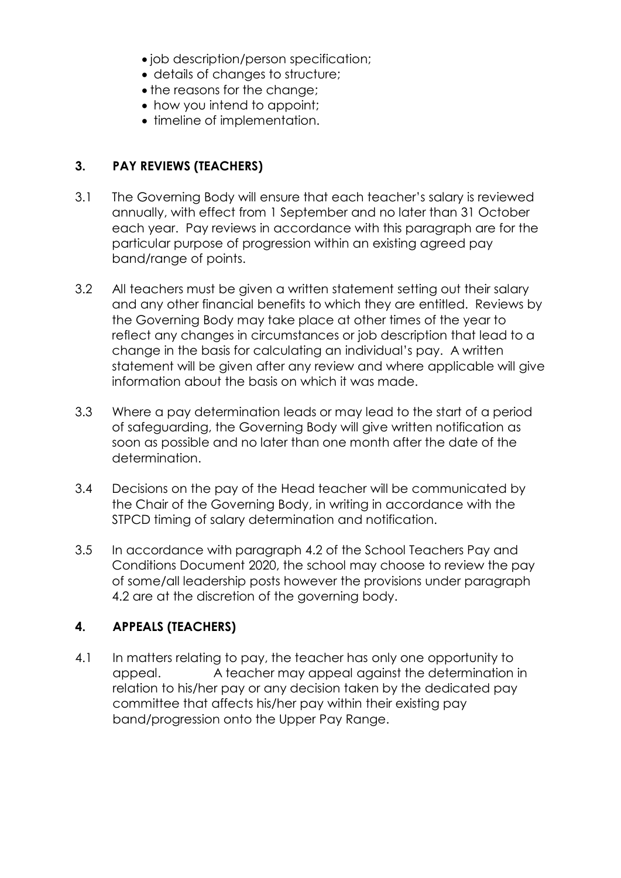- job description/person specification;
- details of changes to structure;
- the reasons for the change;
- how you intend to appoint;
- timeline of implementation.

## 3. PAY REVIEWS (TEACHERS)

3.1 The Governing Body will ensure that each teacher's salary is reviewed annually, with effect from 1 September and no later than 31 October each year. Pay reviews in accordance with this paragraph are for the particular purpose of progression within an existing agreed pay band/range of points.

3.2 All teachers must be given a written statement setting out their salary and any other financial benefits to which they are entitled. Reviews by the Governing Body may take place at other times of the year to reflect any changes in circumstances or job description that lead to a change in the basis for calculating an individual's pay. A written statement will be given after any review and where applicable will give information about the basis on which it was made.

3.3 Where a pay determination leads or may lead to the start of a period of safeguarding, the Governing Body will give written notification as soon as possible and no later than one month after the date of the determination.

3.4 Decisions on the pay of the Head teacher will be communicated by the Chair of the Governing Body, in writing in accordance with the STPCD timing of salary determination and notification.

3.5 In accordance with paragraph 4.2 of the School Teachers Pay and Conditions Document 2020, the school may choose to review the pay of some/all leadership posts however the provisions under paragraph 4.2 are at the discretion of the governing body.

## 4. APPEALS (TEACHERS)

4.1 In matters relating to pay, the teacher has only one opportunity to appeal. A teacher may appeal against the determination in relation to his/her pay or any decision taken by the dedicated pay committee that affects his/her pay within their existing pay band/progression onto the Upper Pay Range.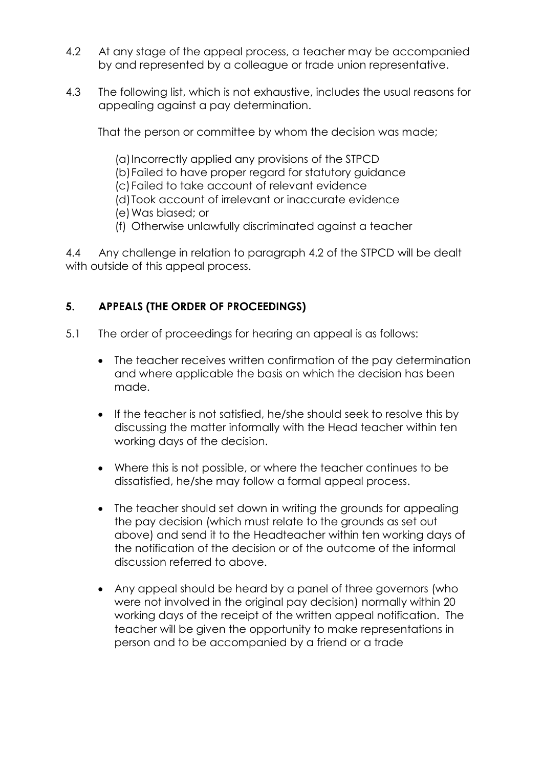4.2 At any stage of the appeal process, a teacher may be accompanied by and represented by a colleague or trade union representative.

4.3 The following list, which is not exhaustive, includes the usual reasons for appealing against a pay determination.

That the person or committee by whom the decision was made;

(a) Incorrectly applied any provisions of the STPCD
(b) Failed to have proper regard for statutory guidance
(c) Failed to take account of relevant evidence
(d) Took account of irrelevant or inaccurate evidence
(e) Was biased; or
(f) Otherwise unlawfully discriminated against a teacher

4.4 Any challenge in relation to paragraph 4.2 of the STPCD will be dealt with outside of this appeal process.

## 5. APPEALS (THE ORDER OF PROCEEDINGS)

5.1 The order of proceedings for hearing an appeal is as follows:

- The teacher receives written confirmation of the pay determination and where applicable the basis on which the decision has been made.
- If the teacher is not satisfied, he/she should seek to resolve this by discussing the matter informally with the Head teacher within ten working days of the decision.
- Where this is not possible, or where the teacher continues to be dissatisfied, he/she may follow a formal appeal process.
- The teacher should set down in writing the grounds for appealing the pay decision (which must relate to the grounds as set out above) and send it to the Headteacher within ten working days of the notification of the decision or of the outcome of the informal discussion referred to above.
- Any appeal should be heard by a panel of three governors (who were not involved in the original pay decision) normally within 20 working days of the receipt of the written appeal notification. The teacher will be given the opportunity to make representations in person and to be accompanied by a friend or a trade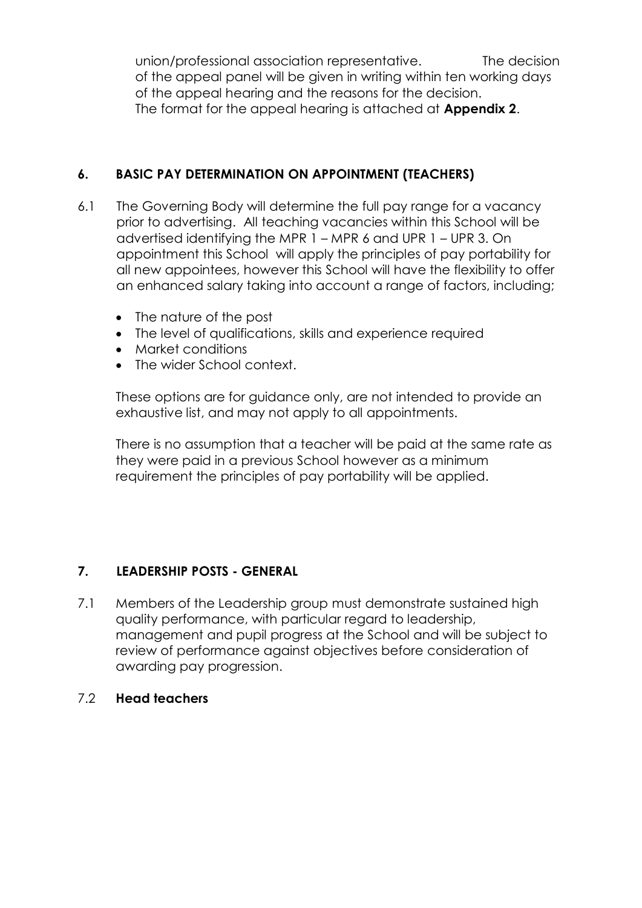union/professional association representative. The decision of the appeal panel will be given in writing within ten working days of the appeal hearing and the reasons for the decision. The format for the appeal hearing is attached at **Appendix 2**.

## 6. BASIC PAY DETERMINATION ON APPOINTMENT (TEACHERS)

6.1 The Governing Body will determine the full pay range for a vacancy prior to advertising. All teaching vacancies within this School will be advertised identifying the MPR 1 – MPR 6 and UPR 1 – UPR 3. On appointment this School will apply the principles of pay portability for all new appointees, however this School will have the flexibility to offer an enhanced salary taking into account a range of factors, including;

- The nature of the post
- The level of qualifications, skills and experience required
- Market conditions
- The wider School context.

These options are for guidance only, are not intended to provide an exhaustive list, and may not apply to all appointments.

There is no assumption that a teacher will be paid at the same rate as they were paid in a previous School however as a minimum requirement the principles of pay portability will be applied.

## 7. LEADERSHIP POSTS - GENERAL

7.1 Members of the Leadership group must demonstrate sustained high quality performance, with particular regard to leadership, management and pupil progress at the School and will be subject to review of performance against objectives before consideration of awarding pay progression.

7.2 **Head teachers**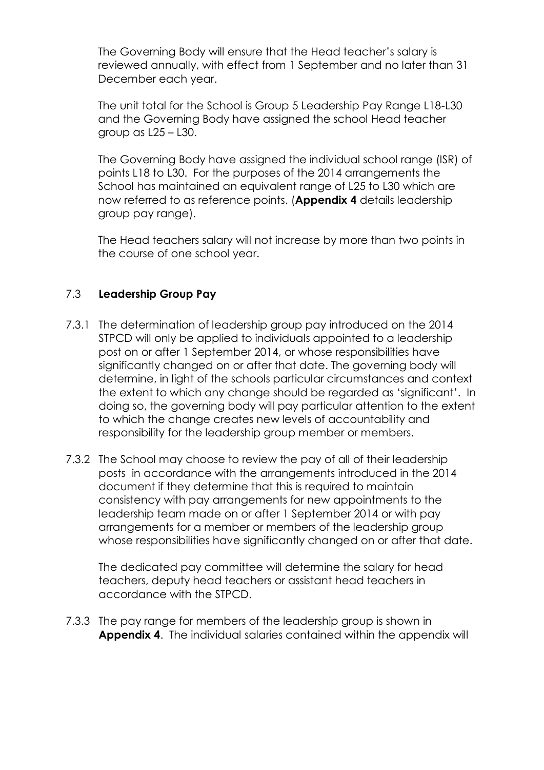The Governing Body will ensure that the Head teacher's salary is reviewed annually, with effect from 1 September and no later than 31 December each year.

The unit total for the School is Group 5 Leadership Pay Range L18-L30 and the Governing Body have assigned the school Head teacher group as L25 – L30.

The Governing Body have assigned the individual school range (ISR) of points L18 to L30. For the purposes of the 2014 arrangements the School has maintained an equivalent range of L25 to L30 which are now referred to as reference points. (**Appendix 4** details leadership group pay range).

The Head teachers salary will not increase by more than two points in the course of one school year.

### 7.3 **Leadership Group Pay**

7.3.1 The determination of leadership group pay introduced on the 2014 STPCD will only be applied to individuals appointed to a leadership post on or after 1 September 2014, or whose responsibilities have significantly changed on or after that date. The governing body will determine, in light of the schools particular circumstances and context the extent to which any change should be regarded as 'significant'. In doing so, the governing body will pay particular attention to the extent to which the change creates new levels of accountability and responsibility for the leadership group member or members.

7.3.2 The School may choose to review the pay of all of their leadership posts in accordance with the arrangements introduced in the 2014 document if they determine that this is required to maintain consistency with pay arrangements for new appointments to the leadership team made on or after 1 September 2014 or with pay arrangements for a member or members of the leadership group whose responsibilities have significantly changed on or after that date.

The dedicated pay committee will determine the salary for head teachers, deputy head teachers or assistant head teachers in accordance with the STPCD.

7.3.3 The pay range for members of the leadership group is shown in **Appendix 4**. The individual salaries contained within the appendix will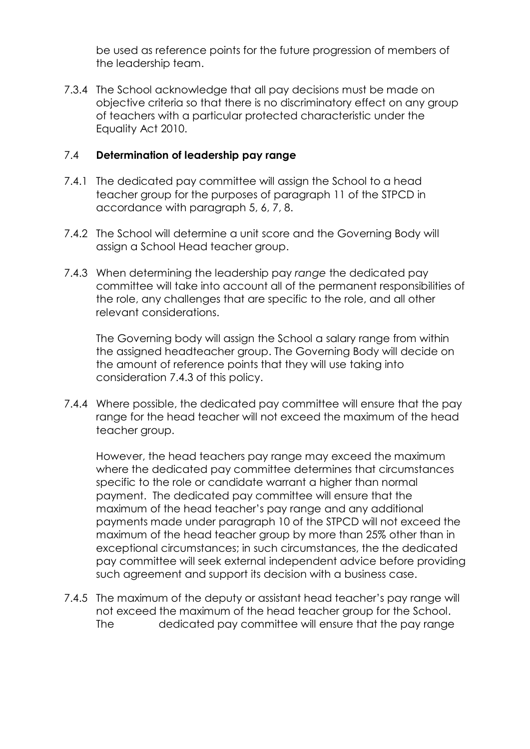be used as reference points for the future progression of members of the leadership team.

7.3.4 The School acknowledge that all pay decisions must be made on objective criteria so that there is no discriminatory effect on any group of teachers with a particular protected characteristic under the Equality Act 2010.

7.4 **Determination of leadership pay range**

7.4.1 The dedicated pay committee will assign the School to a head teacher group for the purposes of paragraph 11 of the STPCD in accordance with paragraph 5, 6, 7, 8.

7.4.2 The School will determine a unit score and the Governing Body will assign a School Head teacher group.

7.4.3 When determining the leadership pay *range* the dedicated pay committee will take into account all of the permanent responsibilities of the role, any challenges that are specific to the role, and all other relevant considerations.

The Governing body will assign the School a salary range from within the assigned headteacher group. The Governing Body will decide on the amount of reference points that they will use taking into consideration 7.4.3 of this policy.

7.4.4 Where possible, the dedicated pay committee will ensure that the pay range for the head teacher will not exceed the maximum of the head teacher group.

However, the head teachers pay range may exceed the maximum where the dedicated pay committee determines that circumstances specific to the role or candidate warrant a higher than normal payment. The dedicated pay committee will ensure that the maximum of the head teacher's pay range and any additional payments made under paragraph 10 of the STPCD will not exceed the maximum of the head teacher group by more than 25% other than in exceptional circumstances; in such circumstances, the the dedicated pay committee will seek external independent advice before providing such agreement and support its decision with a business case.

7.4.5 The maximum of the deputy or assistant head teacher's pay range will not exceed the maximum of the head teacher group for the School. The dedicated pay committee will ensure that the pay range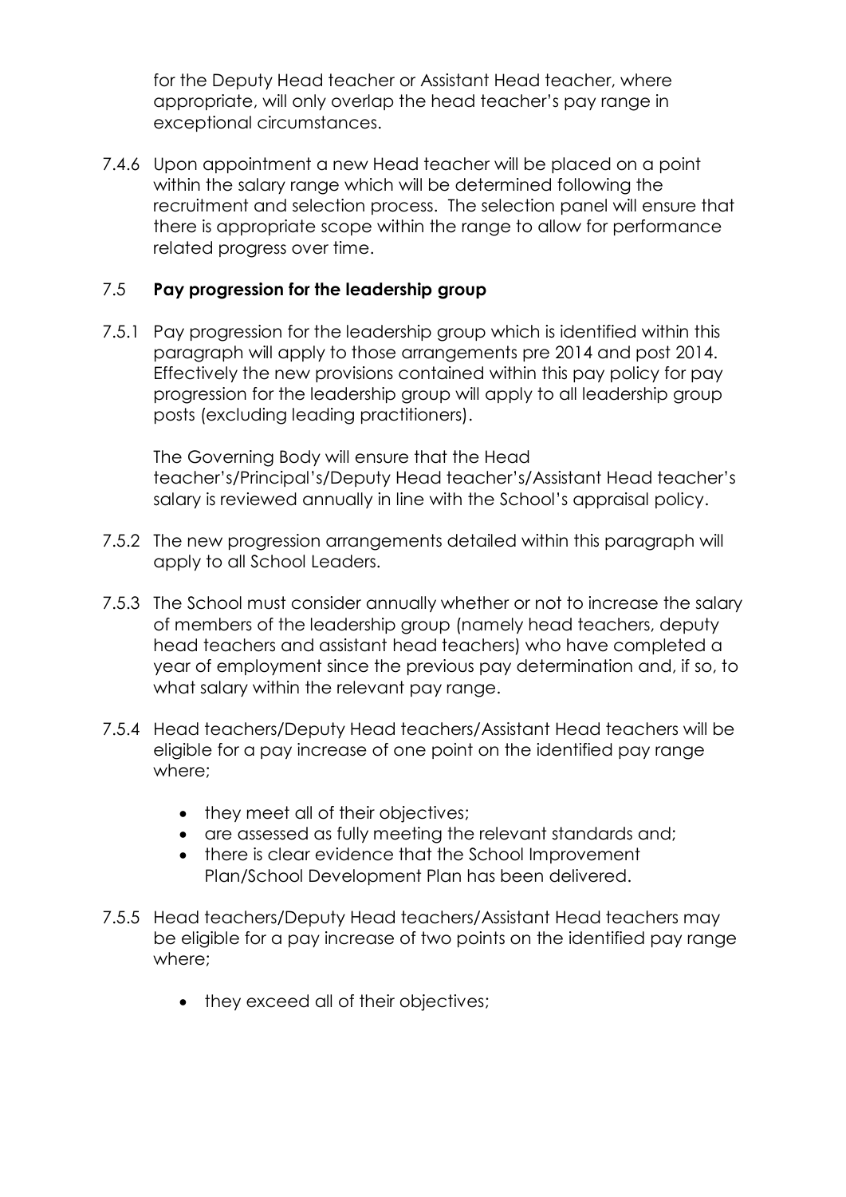for the Deputy Head teacher or Assistant Head teacher, where appropriate, will only overlap the head teacher's pay range in exceptional circumstances.

7.4.6 Upon appointment a new Head teacher will be placed on a point within the salary range which will be determined following the recruitment and selection process. The selection panel will ensure that there is appropriate scope within the range to allow for performance related progress over time.

### 7.5 Pay progression for the leadership group

7.5.1 Pay progression for the leadership group which is identified within this paragraph will apply to those arrangements pre 2014 and post 2014. Effectively the new provisions contained within this pay policy for pay progression for the leadership group will apply to all leadership group posts (excluding leading practitioners).

The Governing Body will ensure that the Head teacher's/Principal's/Deputy Head teacher's/Assistant Head teacher's salary is reviewed annually in line with the School's appraisal policy.

7.5.2 The new progression arrangements detailed within this paragraph will apply to all School Leaders.

7.5.3 The School must consider annually whether or not to increase the salary of members of the leadership group (namely head teachers, deputy head teachers and assistant head teachers) who have completed a year of employment since the previous pay determination and, if so, to what salary within the relevant pay range.

7.5.4 Head teachers/Deputy Head teachers/Assistant Head teachers will be eligible for a pay increase of one point on the identified pay range where;

- they meet all of their objectives;
- are assessed as fully meeting the relevant standards and;
- there is clear evidence that the School Improvement Plan/School Development Plan has been delivered.

7.5.5 Head teachers/Deputy Head teachers/Assistant Head teachers may be eligible for a pay increase of two points on the identified pay range where;

- they exceed all of their objectives;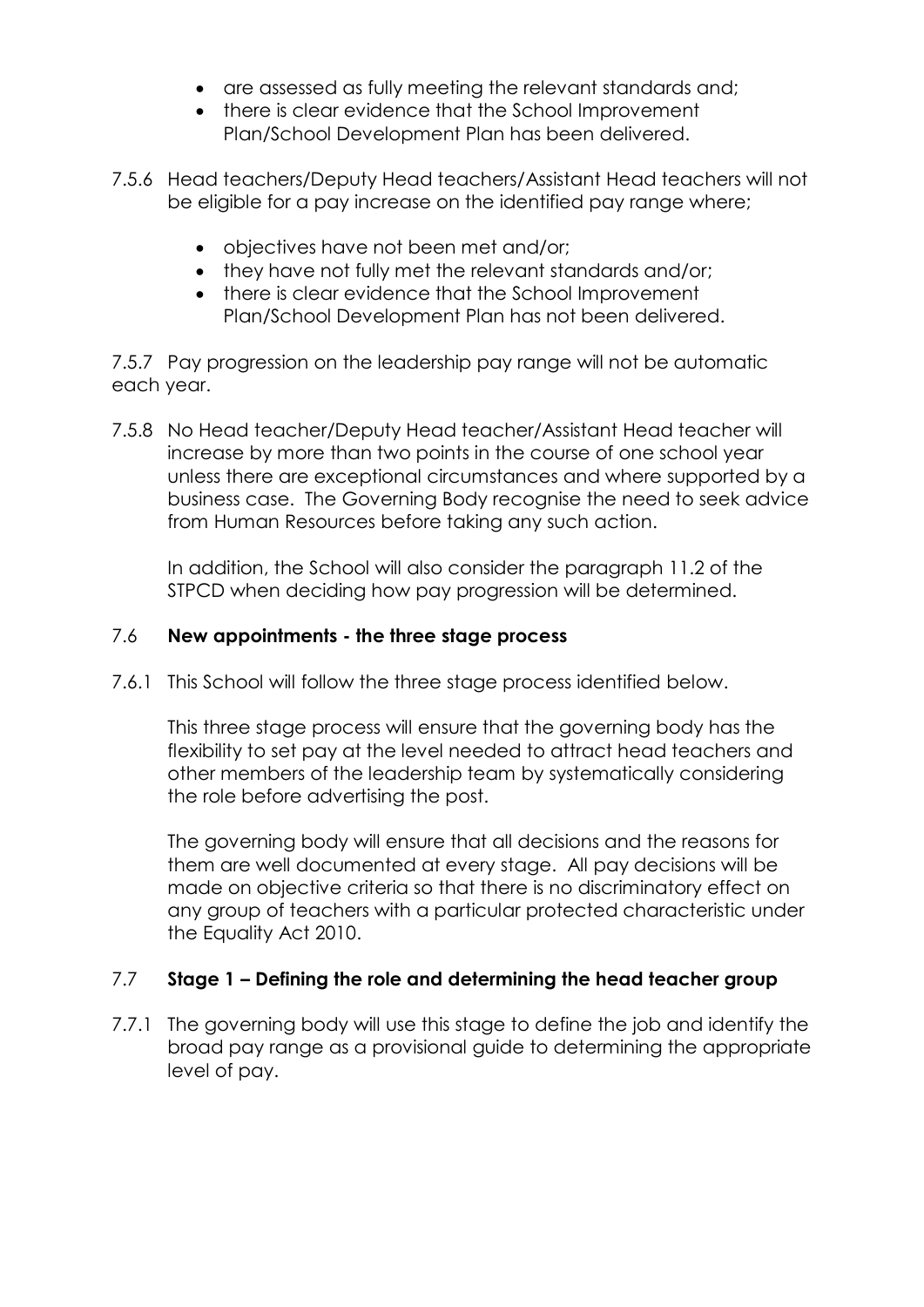- are assessed as fully meeting the relevant standards and;
- there is clear evidence that the School Improvement Plan/School Development Plan has been delivered.

7.5.6 Head teachers/Deputy Head teachers/Assistant Head teachers will not be eligible for a pay increase on the identified pay range where;

- objectives have not been met and/or;
- they have not fully met the relevant standards and/or;
- there is clear evidence that the School Improvement Plan/School Development Plan has not been delivered.

7.5.7 Pay progression on the leadership pay range will not be automatic each year.

7.5.8 No Head teacher/Deputy Head teacher/Assistant Head teacher will increase by more than two points in the course of one school year unless there are exceptional circumstances and where supported by a business case. The Governing Body recognise the need to seek advice from Human Resources before taking any such action.

In addition, the School will also consider the paragraph 11.2 of the STPCD when deciding how pay progression will be determined.

### 7.6 New appointments - the three stage process

7.6.1 This School will follow the three stage process identified below.

This three stage process will ensure that the governing body has the flexibility to set pay at the level needed to attract head teachers and other members of the leadership team by systematically considering the role before advertising the post.

The governing body will ensure that all decisions and the reasons for them are well documented at every stage. All pay decisions will be made on objective criteria so that there is no discriminatory effect on any group of teachers with a particular protected characteristic under the Equality Act 2010.

### 7.7 Stage 1 – Defining the role and determining the head teacher group

7.7.1 The governing body will use this stage to define the job and identify the broad pay range as a provisional guide to determining the appropriate level of pay.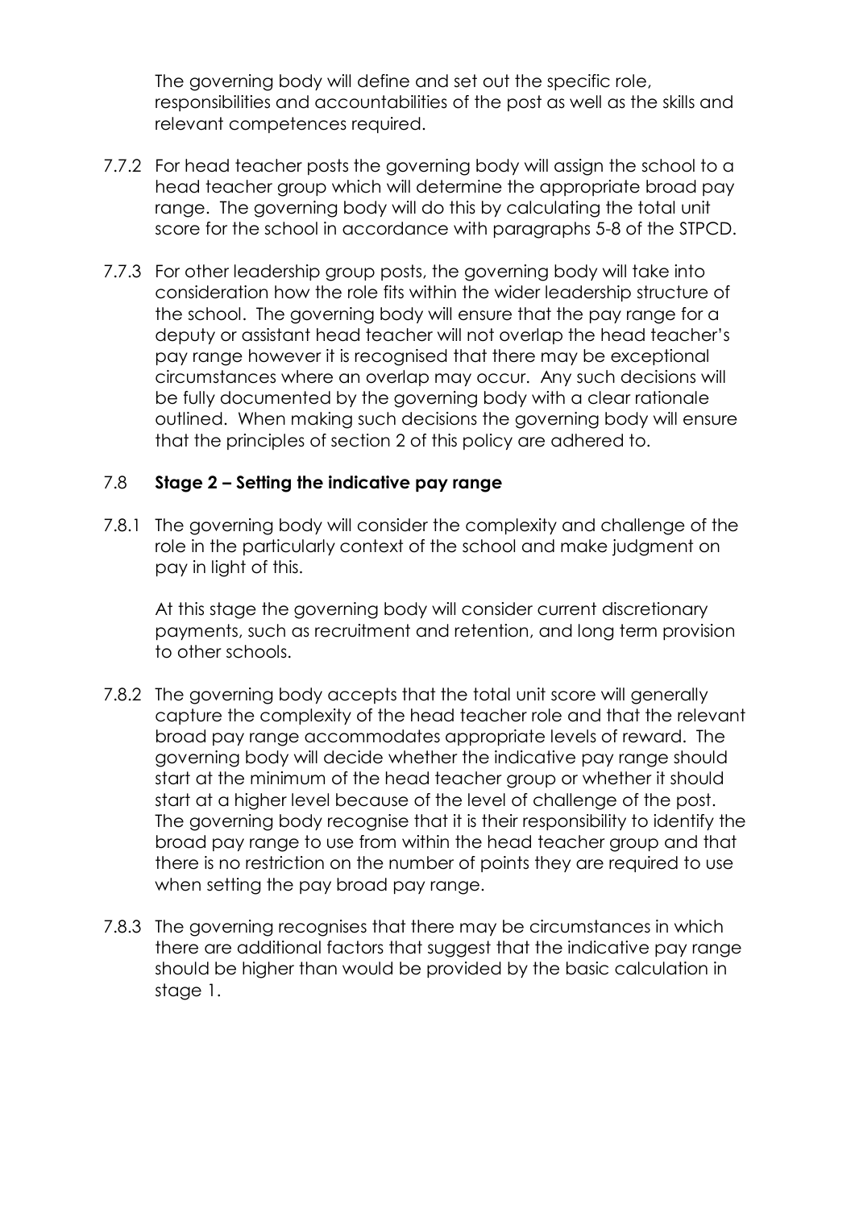The governing body will define and set out the specific role, responsibilities and accountabilities of the post as well as the skills and relevant competences required.

7.7.2 For head teacher posts the governing body will assign the school to a head teacher group which will determine the appropriate broad pay range. The governing body will do this by calculating the total unit score for the school in accordance with paragraphs 5-8 of the STPCD.

7.7.3 For other leadership group posts, the governing body will take into consideration how the role fits within the wider leadership structure of the school. The governing body will ensure that the pay range for a deputy or assistant head teacher will not overlap the head teacher's pay range however it is recognised that there may be exceptional circumstances where an overlap may occur. Any such decisions will be fully documented by the governing body with a clear rationale outlined. When making such decisions the governing body will ensure that the principles of section 2 of this policy are adhered to.

### 7.8 **Stage 2 – Setting the indicative pay range**

7.8.1 The governing body will consider the complexity and challenge of the role in the particularly context of the school and make judgment on pay in light of this.

At this stage the governing body will consider current discretionary payments, such as recruitment and retention, and long term provision to other schools.

7.8.2 The governing body accepts that the total unit score will generally capture the complexity of the head teacher role and that the relevant broad pay range accommodates appropriate levels of reward. The governing body will decide whether the indicative pay range should start at the minimum of the head teacher group or whether it should start at a higher level because of the level of challenge of the post. The governing body recognise that it is their responsibility to identify the broad pay range to use from within the head teacher group and that there is no restriction on the number of points they are required to use when setting the pay broad pay range.

7.8.3 The governing recognises that there may be circumstances in which there are additional factors that suggest that the indicative pay range should be higher than would be provided by the basic calculation in stage 1.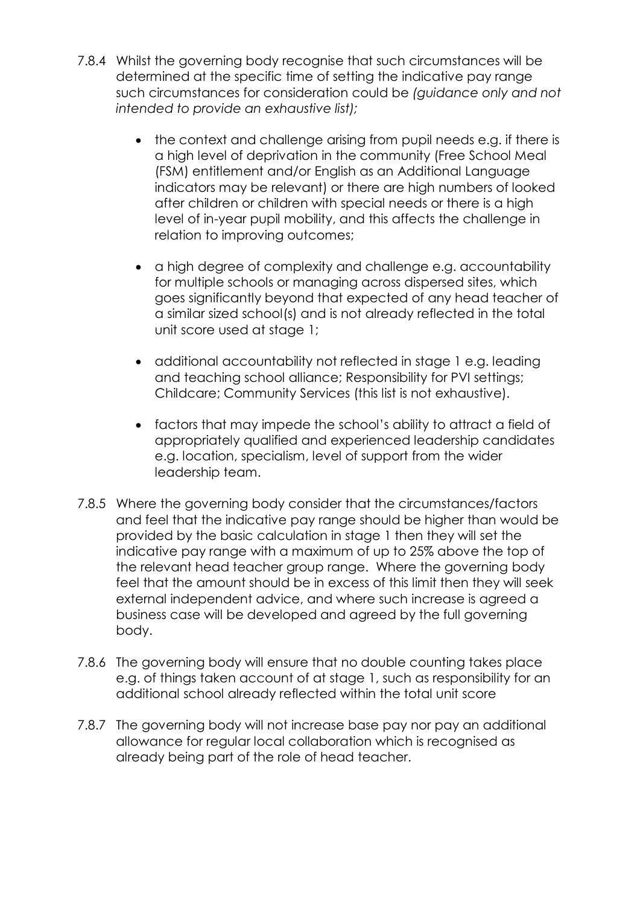7.8.4 Whilst the governing body recognise that such circumstances will be determined at the specific time of setting the indicative pay range such circumstances for consideration could be *(guidance only and not intended to provide an exhaustive list);*

- the context and challenge arising from pupil needs e.g. if there is a high level of deprivation in the community (Free School Meal (FSM) entitlement and/or English as an Additional Language indicators may be relevant) or there are high numbers of looked after children or children with special needs or there is a high level of in-year pupil mobility, and this affects the challenge in relation to improving outcomes;

- a high degree of complexity and challenge e.g. accountability for multiple schools or managing across dispersed sites, which goes significantly beyond that expected of any head teacher of a similar sized school(s) and is not already reflected in the total unit score used at stage 1;

- additional accountability not reflected in stage 1 e.g. leading and teaching school alliance; Responsibility for PVI settings; Childcare; Community Services (this list is not exhaustive).

- factors that may impede the school's ability to attract a field of appropriately qualified and experienced leadership candidates e.g. location, specialism, level of support from the wider leadership team.

7.8.5 Where the governing body consider that the circumstances/factors and feel that the indicative pay range should be higher than would be provided by the basic calculation in stage 1 then they will set the indicative pay range with a maximum of up to 25% above the top of the relevant head teacher group range. Where the governing body feel that the amount should be in excess of this limit then they will seek external independent advice, and where such increase is agreed a business case will be developed and agreed by the full governing body.

7.8.6 The governing body will ensure that no double counting takes place e.g. of things taken account of at stage 1, such as responsibility for an additional school already reflected within the total unit score

7.8.7 The governing body will not increase base pay nor pay an additional allowance for regular local collaboration which is recognised as already being part of the role of head teacher.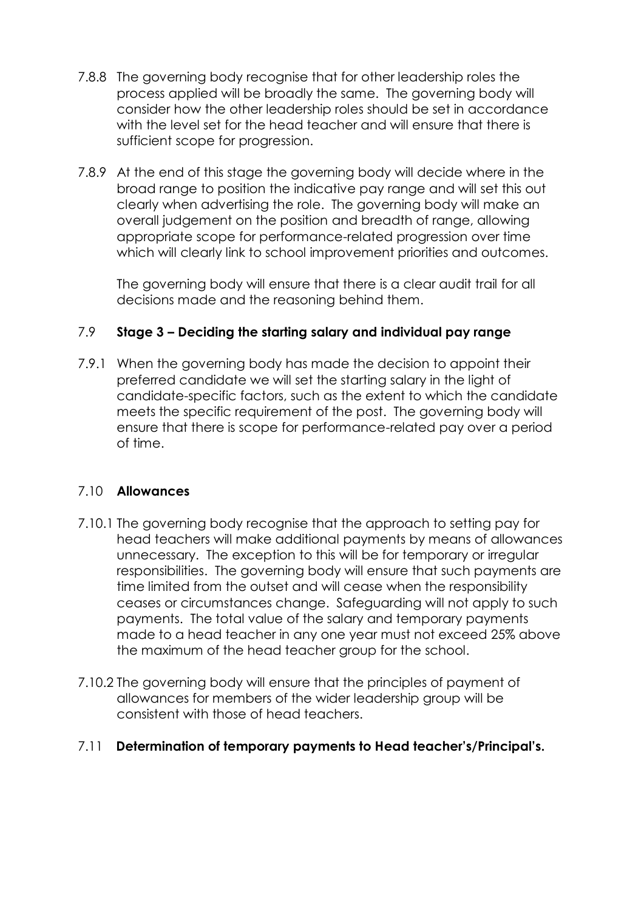7.8.8 The governing body recognise that for other leadership roles the process applied will be broadly the same. The governing body will consider how the other leadership roles should be set in accordance with the level set for the head teacher and will ensure that there is sufficient scope for progression.

7.8.9 At the end of this stage the governing body will decide where in the broad range to position the indicative pay range and will set this out clearly when advertising the role. The governing body will make an overall judgement on the position and breadth of range, allowing appropriate scope for performance-related progression over time which will clearly link to school improvement priorities and outcomes.

The governing body will ensure that there is a clear audit trail for all decisions made and the reasoning behind them.

### 7.9 **Stage 3 – Deciding the starting salary and individual pay range**

7.9.1 When the governing body has made the decision to appoint their preferred candidate we will set the starting salary in the light of candidate-specific factors, such as the extent to which the candidate meets the specific requirement of the post. The governing body will ensure that there is scope for performance-related pay over a period of time.

### 7.10 **Allowances**

7.10.1 The governing body recognise that the approach to setting pay for head teachers will make additional payments by means of allowances unnecessary. The exception to this will be for temporary or irregular responsibilities. The governing body will ensure that such payments are time limited from the outset and will cease when the responsibility ceases or circumstances change. Safeguarding will not apply to such payments. The total value of the salary and temporary payments made to a head teacher in any one year must not exceed 25% above the maximum of the head teacher group for the school.

7.10.2 The governing body will ensure that the principles of payment of allowances for members of the wider leadership group will be consistent with those of head teachers.

### 7.11 **Determination of temporary payments to Head teacher's/Principal's.**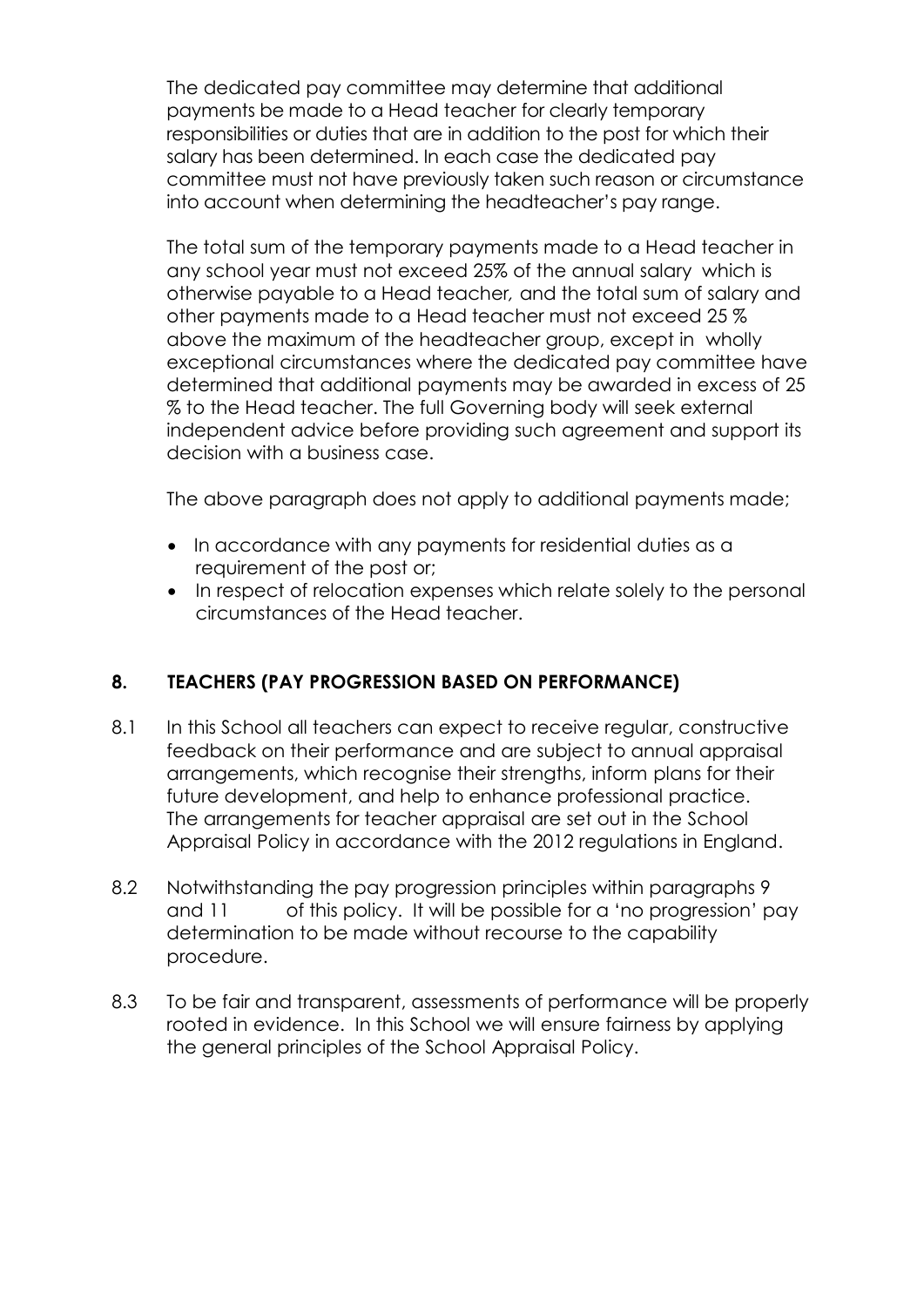The dedicated pay committee may determine that additional payments be made to a Head teacher for clearly temporary responsibilities or duties that are in addition to the post for which their salary has been determined. In each case the dedicated pay committee must not have previously taken such reason or circumstance into account when determining the headteacher's pay range.

The total sum of the temporary payments made to a Head teacher in any school year must not exceed 25% of the annual salary which is otherwise payable to a Head teacher, and the total sum of salary and other payments made to a Head teacher must not exceed 25 % above the maximum of the headteacher group, except in wholly exceptional circumstances where the dedicated pay committee have determined that additional payments may be awarded in excess of 25 % to the Head teacher. The full Governing body will seek external independent advice before providing such agreement and support its decision with a business case.

The above paragraph does not apply to additional payments made;

- In accordance with any payments for residential duties as a requirement of the post or;
- In respect of relocation expenses which relate solely to the personal circumstances of the Head teacher.

## 8. TEACHERS (PAY PROGRESSION BASED ON PERFORMANCE)

8.1 In this School all teachers can expect to receive regular, constructive feedback on their performance and are subject to annual appraisal arrangements, which recognise their strengths, inform plans for their future development, and help to enhance professional practice. The arrangements for teacher appraisal are set out in the School Appraisal Policy in accordance with the 2012 regulations in England.

8.2 Notwithstanding the pay progression principles within paragraphs 9 and 11 of this policy. It will be possible for a 'no progression' pay determination to be made without recourse to the capability procedure.

8.3 To be fair and transparent, assessments of performance will be properly rooted in evidence. In this School we will ensure fairness by applying the general principles of the School Appraisal Policy.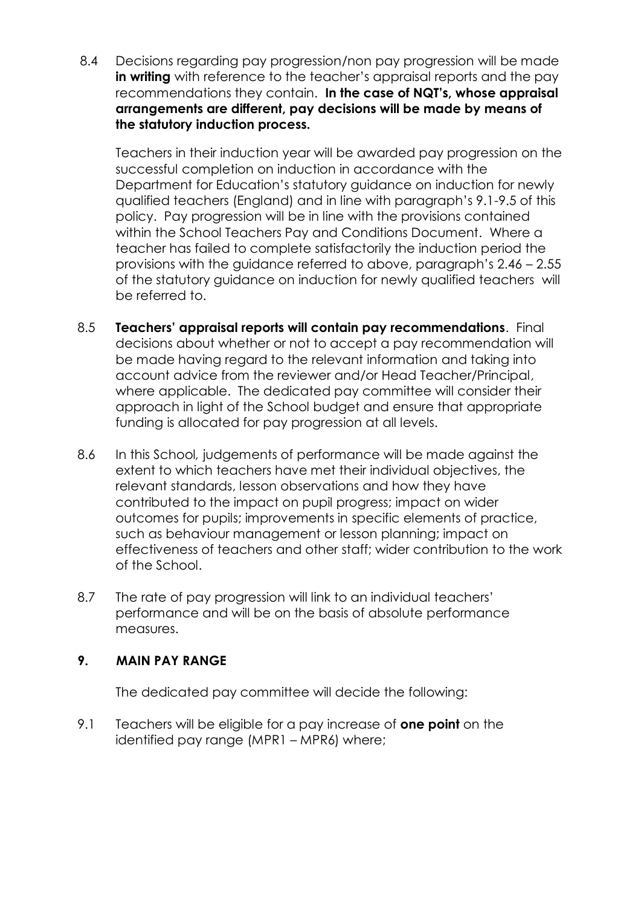8.4 Decisions regarding pay progression/non pay progression will be made **in writing** with reference to the teacher's appraisal reports and the pay recommendations they contain. **In the case of NQT's, whose appraisal arrangements are different, pay decisions will be made by means of the statutory induction process.**

Teachers in their induction year will be awarded pay progression on the successful completion on induction in accordance with the Department for Education's statutory guidance on induction for newly qualified teachers (England) and in line with paragraph's 9.1-9.5 of this policy. Pay progression will be in line with the provisions contained within the School Teachers Pay and Conditions Document. Where a teacher has failed to complete satisfactorily the induction period the provisions with the guidance referred to above, paragraph's 2.46 – 2.55 of the statutory guidance on induction for newly qualified teachers will be referred to.

8.5 **Teachers' appraisal reports will contain pay recommendations**. Final decisions about whether or not to accept a pay recommendation will be made having regard to the relevant information and taking into account advice from the reviewer and/or Head Teacher/Principal, where applicable. The dedicated pay committee will consider their approach in light of the School budget and ensure that appropriate funding is allocated for pay progression at all levels.

8.6 In this School, judgements of performance will be made against the extent to which teachers have met their individual objectives, the relevant standards, lesson observations and how they have contributed to the impact on pupil progress; impact on wider outcomes for pupils; improvements in specific elements of practice, such as behaviour management or lesson planning; impact on effectiveness of teachers and other staff; wider contribution to the work of the School.

8.7 The rate of pay progression will link to an individual teachers' performance and will be on the basis of absolute performance measures.

## 9. MAIN PAY RANGE

The dedicated pay committee will decide the following:

9.1 Teachers will be eligible for a pay increase of **one point** on the identified pay range (MPR1 – MPR6) where;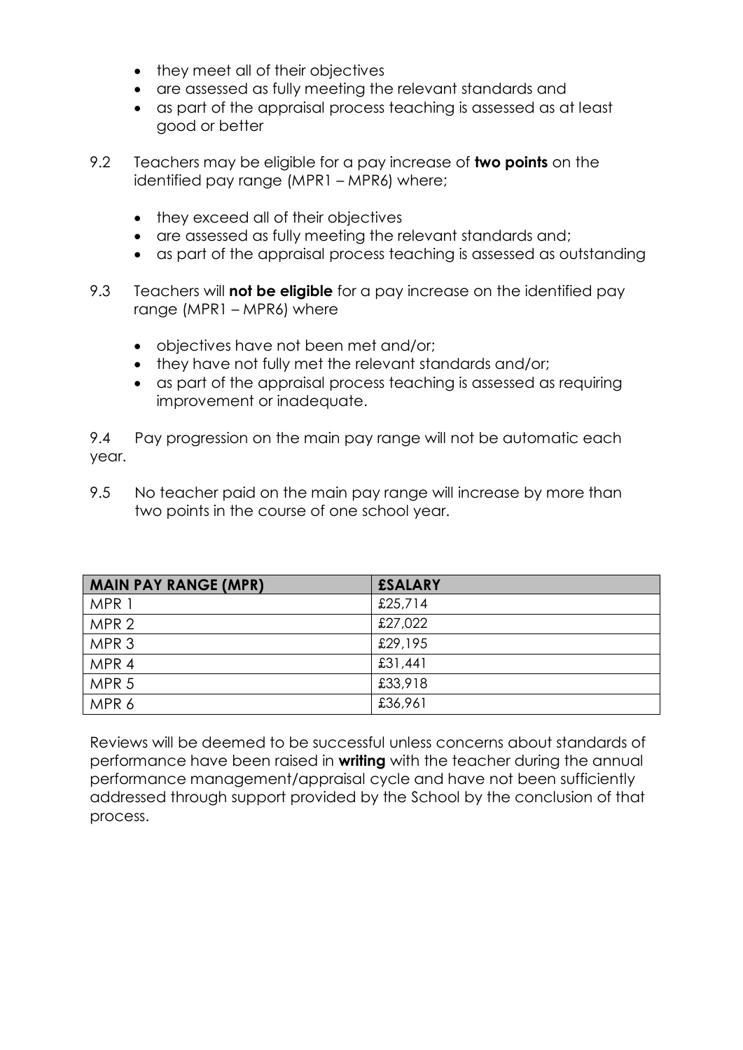- they meet all of their objectives
- are assessed as fully meeting the relevant standards and
- as part of the appraisal process teaching is assessed as at least good or better

9.2 Teachers may be eligible for a pay increase of **two points** on the identified pay range (MPR1 – MPR6) where;

- they exceed all of their objectives
- are assessed as fully meeting the relevant standards and;
- as part of the appraisal process teaching is assessed as outstanding

9.3 Teachers will **not be eligible** for a pay increase on the identified pay range (MPR1 – MPR6) where

- objectives have not been met and/or;
- they have not fully met the relevant standards and/or;
- as part of the appraisal process teaching is assessed as requiring improvement or inadequate.

9.4 Pay progression on the main pay range will not be automatic each year.

9.5 No teacher paid on the main pay range will increase by more than two points in the course of one school year.

| MAIN PAY RANGE (MPR) | £SALARY |
|---|---|
| MPR 1 | £25,714 |
| MPR 2 | £27,022 |
| MPR 3 | £29,195 |
| MPR 4 | £31,441 |
| MPR 5 | £33,918 |
| MPR 6 | £36,961 |

Reviews will be deemed to be successful unless concerns about standards of performance have been raised in **writing** with the teacher during the annual performance management/appraisal cycle and have not been sufficiently addressed through support provided by the School by the conclusion of that process.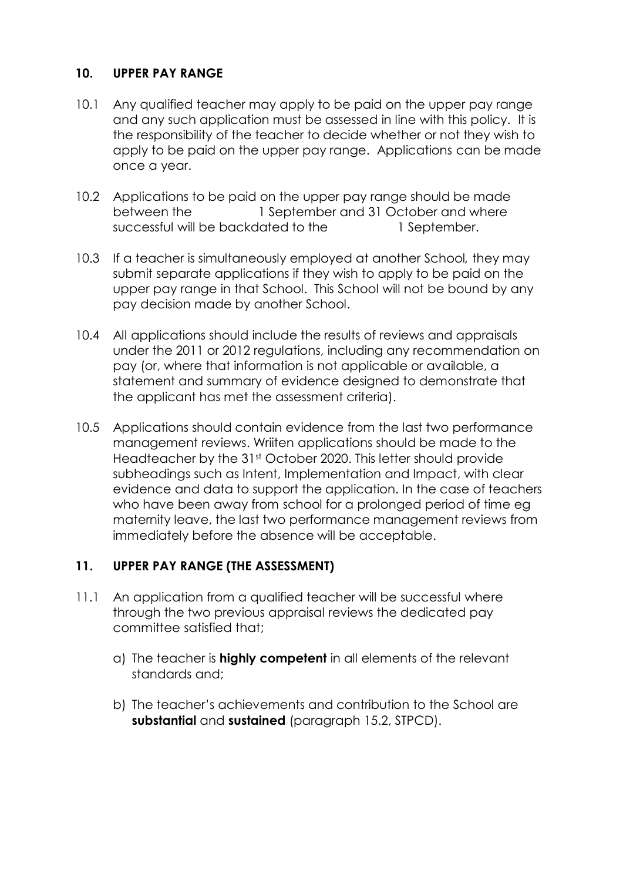## 10. UPPER PAY RANGE

10.1 Any qualified teacher may apply to be paid on the upper pay range and any such application must be assessed in line with this policy. It is the responsibility of the teacher to decide whether or not they wish to apply to be paid on the upper pay range. Applications can be made once a year.

10.2 Applications to be paid on the upper pay range should be made between the 1 September and 31 October and where successful will be backdated to the 1 September.

10.3 If a teacher is simultaneously employed at another School, they may submit separate applications if they wish to apply to be paid on the upper pay range in that School. This School will not be bound by any pay decision made by another School.

10.4 All applications should include the results of reviews and appraisals under the 2011 or 2012 regulations, including any recommendation on pay (or, where that information is not applicable or available, a statement and summary of evidence designed to demonstrate that the applicant has met the assessment criteria).

10.5 Applications should contain evidence from the last two performance management reviews. Wriiten applications should be made to the Headteacher by the 31st October 2020. This letter should provide subheadings such as Intent, Implementation and Impact, with clear evidence and data to support the application. In the case of teachers who have been away from school for a prolonged period of time eg maternity leave, the last two performance management reviews from immediately before the absence will be acceptable.

## 11. UPPER PAY RANGE (THE ASSESSMENT)

11.1 An application from a qualified teacher will be successful where through the two previous appraisal reviews the dedicated pay committee satisfied that;

a) The teacher is **highly competent** in all elements of the relevant standards and;

b) The teacher's achievements and contribution to the School are **substantial** and **sustained** (paragraph 15.2, STPCD).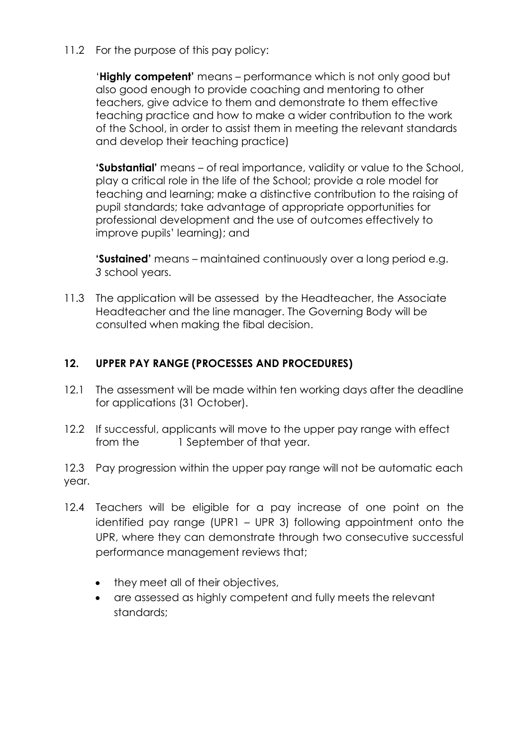11.2 For the purpose of this pay policy:

'**Highly competent'** means – performance which is not only good but also good enough to provide coaching and mentoring to other teachers, give advice to them and demonstrate to them effective teaching practice and how to make a wider contribution to the work of the School, in order to assist them in meeting the relevant standards and develop their teaching practice)

**'Substantial'** means – of real importance, validity or value to the School, play a critical role in the life of the School; provide a role model for teaching and learning; make a distinctive contribution to the raising of pupil standards; take advantage of appropriate opportunities for professional development and the use of outcomes effectively to improve pupils' learning); and

**'Sustained'** means – maintained continuously over a long period e.g. 3 school years.

11.3 The application will be assessed by the Headteacher, the Associate Headteacher and the line manager. The Governing Body will be consulted when making the fibal decision.

## 12. UPPER PAY RANGE (PROCESSES AND PROCEDURES)

12.1 The assessment will be made within ten working days after the deadline for applications (31 October).

12.2 If successful, applicants will move to the upper pay range with effect from the 1 September of that year.

12.3 Pay progression within the upper pay range will not be automatic each year.

12.4 Teachers will be eligible for a pay increase of one point on the identified pay range (UPR1 – UPR 3) following appointment onto the UPR, where they can demonstrate through two consecutive successful performance management reviews that;

- they meet all of their objectives,
- are assessed as highly competent and fully meets the relevant standards;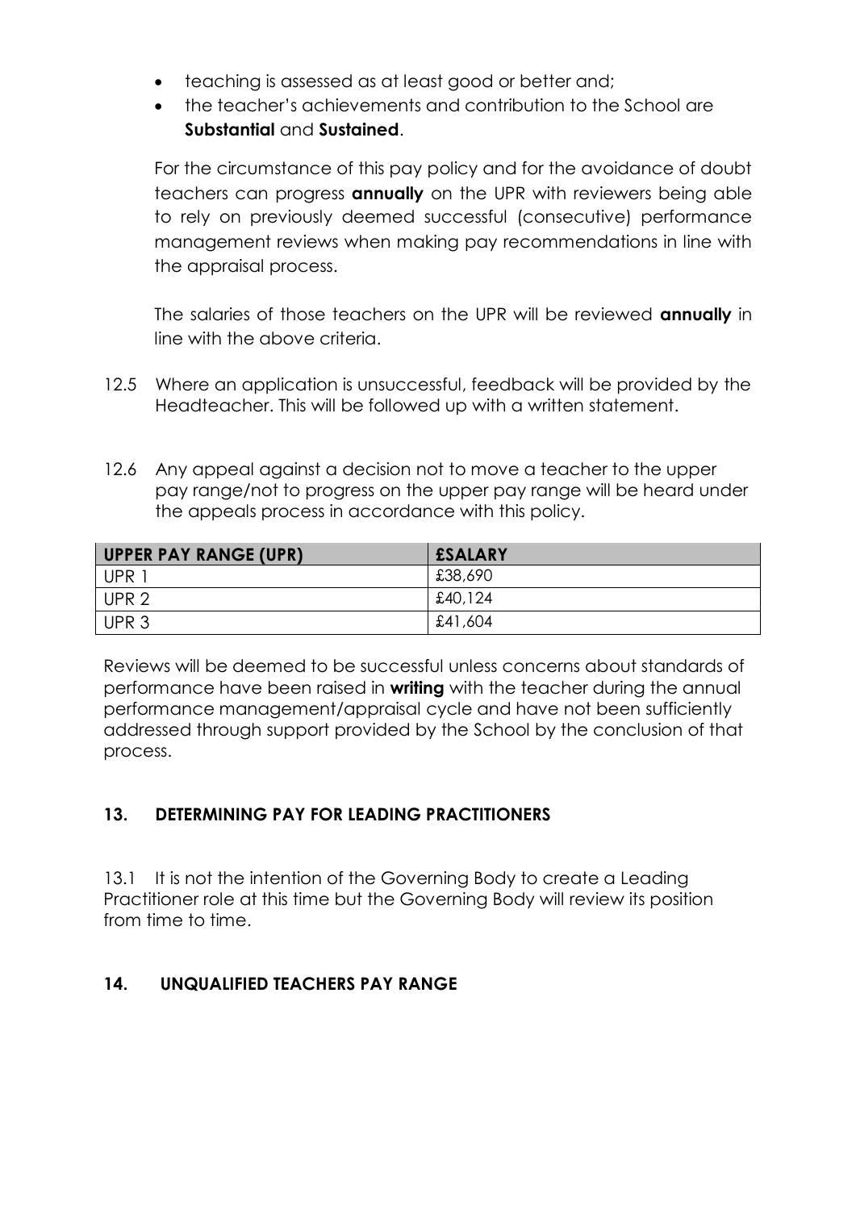- teaching is assessed as at least good or better and;
- the teacher's achievements and contribution to the School are **Substantial** and **Sustained**.

For the circumstance of this pay policy and for the avoidance of doubt teachers can progress **annually** on the UPR with reviewers being able to rely on previously deemed successful (consecutive) performance management reviews when making pay recommendations in line with the appraisal process.

The salaries of those teachers on the UPR will be reviewed **annually** in line with the above criteria.

12.5 Where an application is unsuccessful, feedback will be provided by the Headteacher. This will be followed up with a written statement.

12.6 Any appeal against a decision not to move a teacher to the upper pay range/not to progress on the upper pay range will be heard under the appeals process in accordance with this policy.

| UPPER PAY RANGE (UPR) | £SALARY |
| --- | --- |
| UPR 1 | £38,690 |
| UPR 2 | £40,124 |
| UPR 3 | £41,604 |

Reviews will be deemed to be successful unless concerns about standards of performance have been raised in **writing** with the teacher during the annual performance management/appraisal cycle and have not been sufficiently addressed through support provided by the School by the conclusion of that process.

## 13. DETERMINING PAY FOR LEADING PRACTITIONERS

13.1 It is not the intention of the Governing Body to create a Leading Practitioner role at this time but the Governing Body will review its position from time to time.

## 14. UNQUALIFIED TEACHERS PAY RANGE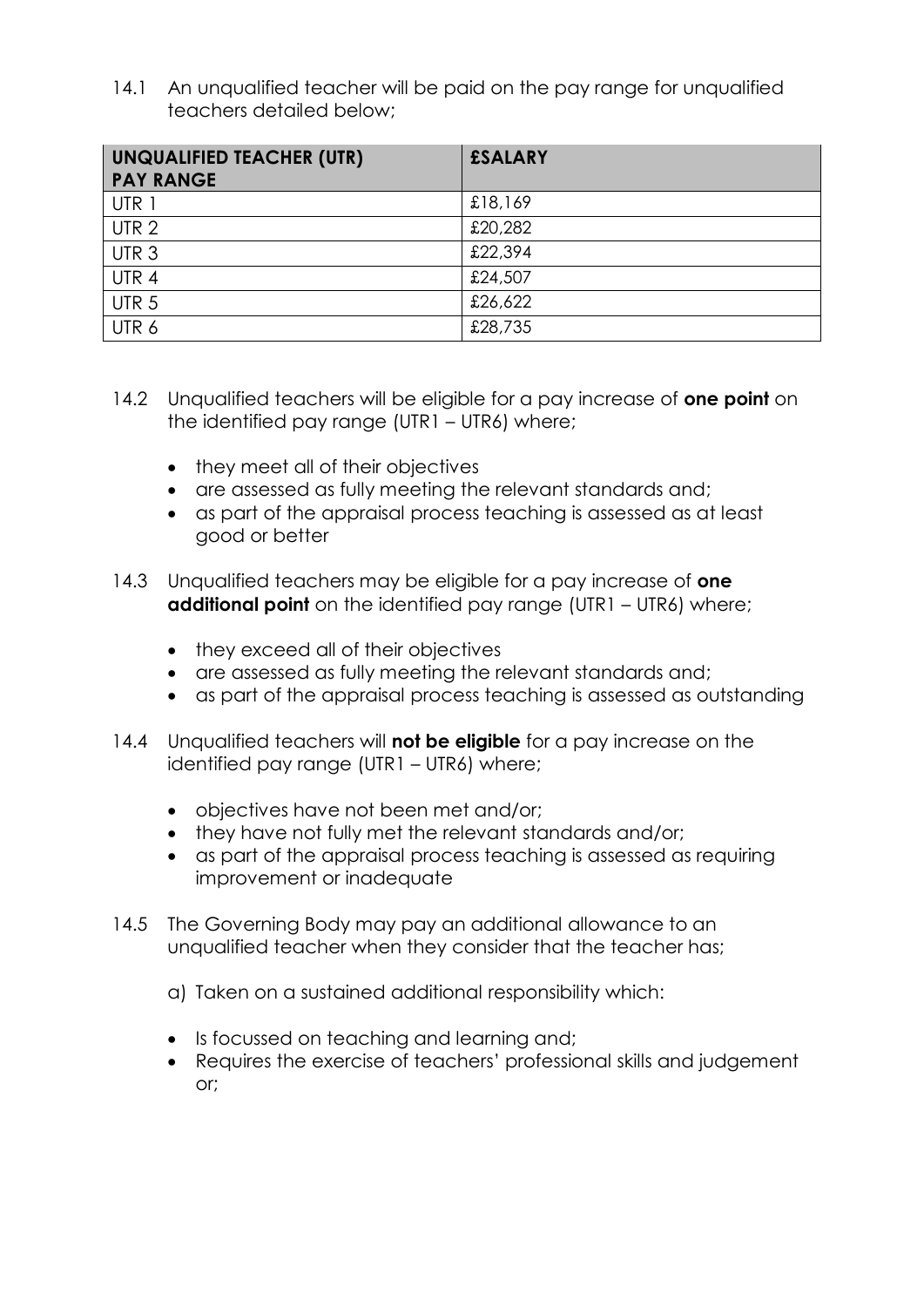14.1 An unqualified teacher will be paid on the pay range for unqualified teachers detailed below;

| UNQUALIFIED TEACHER (UTR) PAY RANGE | £SALARY |
|---|---|
| UTR 1 | £18,169 |
| UTR 2 | £20,282 |
| UTR 3 | £22,394 |
| UTR 4 | £24,507 |
| UTR 5 | £26,622 |
| UTR 6 | £28,735 |

14.2 Unqualified teachers will be eligible for a pay increase of **one point** on the identified pay range (UTR1 – UTR6) where;

- they meet all of their objectives
- are assessed as fully meeting the relevant standards and;
- as part of the appraisal process teaching is assessed as at least good or better

14.3 Unqualified teachers may be eligible for a pay increase of **one additional point** on the identified pay range (UTR1 – UTR6) where;

- they exceed all of their objectives
- are assessed as fully meeting the relevant standards and;
- as part of the appraisal process teaching is assessed as outstanding

14.4 Unqualified teachers will **not be eligible** for a pay increase on the identified pay range (UTR1 – UTR6) where;

- objectives have not been met and/or;
- they have not fully met the relevant standards and/or;
- as part of the appraisal process teaching is assessed as requiring improvement or inadequate

14.5 The Governing Body may pay an additional allowance to an unqualified teacher when they consider that the teacher has;

a) Taken on a sustained additional responsibility which:

- Is focussed on teaching and learning and;
- Requires the exercise of teachers' professional skills and judgement or;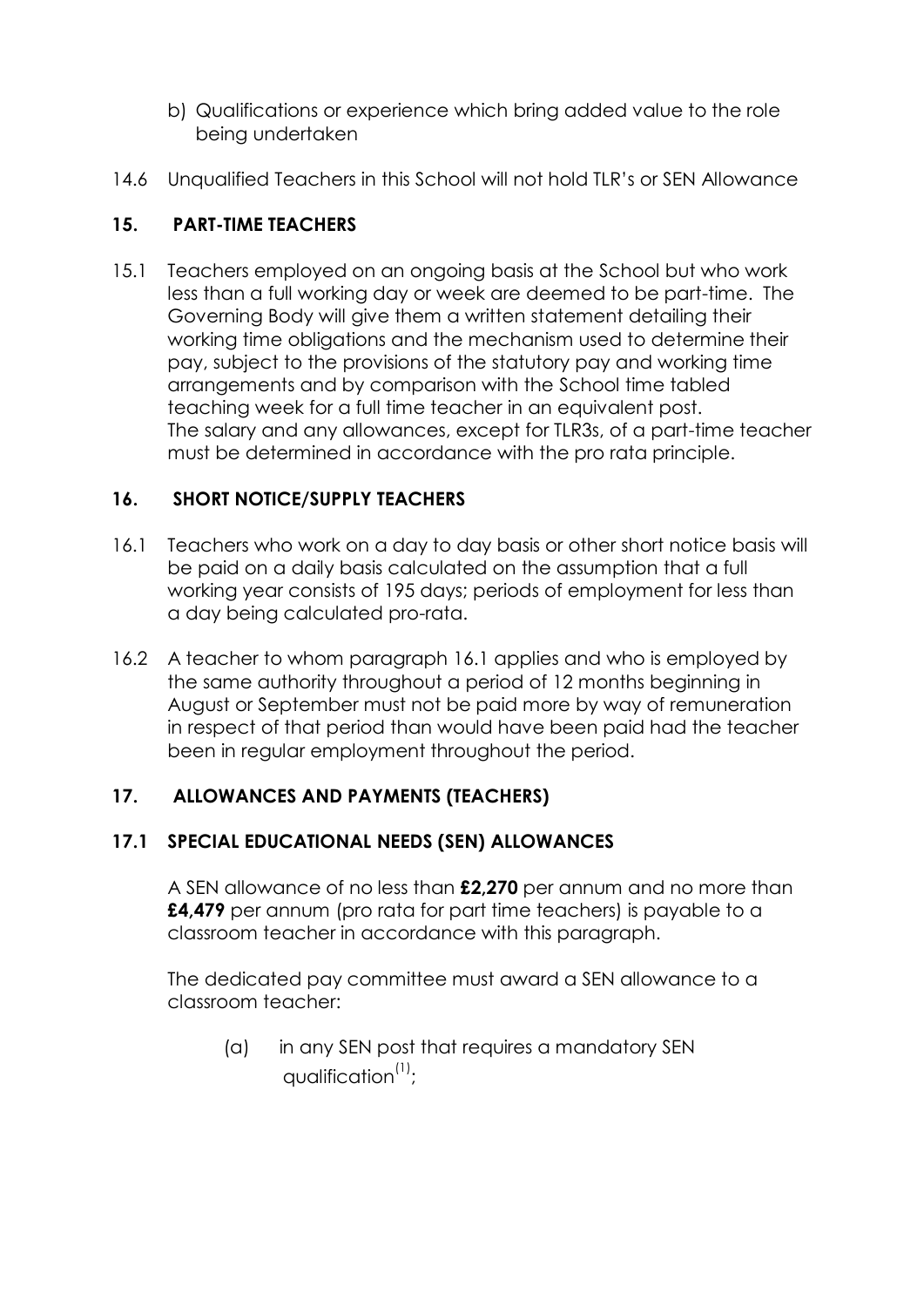b) Qualifications or experience which bring added value to the role being undertaken

14.6 Unqualified Teachers in this School will not hold TLR's or SEN Allowance

## 15. PART-TIME TEACHERS

15.1 Teachers employed on an ongoing basis at the School but who work less than a full working day or week are deemed to be part-time. The Governing Body will give them a written statement detailing their working time obligations and the mechanism used to determine their pay, subject to the provisions of the statutory pay and working time arrangements and by comparison with the School time tabled teaching week for a full time teacher in an equivalent post.
The salary and any allowances, except for TLR3s, of a part-time teacher must be determined in accordance with the pro rata principle.

## 16. SHORT NOTICE/SUPPLY TEACHERS

16.1 Teachers who work on a day to day basis or other short notice basis will be paid on a daily basis calculated on the assumption that a full working year consists of 195 days; periods of employment for less than a day being calculated pro-rata.

16.2 A teacher to whom paragraph 16.1 applies and who is employed by the same authority throughout a period of 12 months beginning in August or September must not be paid more by way of remuneration in respect of that period than would have been paid had the teacher been in regular employment throughout the period.

## 17. ALLOWANCES AND PAYMENTS (TEACHERS)

### 17.1 SPECIAL EDUCATIONAL NEEDS (SEN) ALLOWANCES

A SEN allowance of no less than **£2,270** per annum and no more than **£4,479** per annum (pro rata for part time teachers) is payable to a classroom teacher in accordance with this paragraph.

The dedicated pay committee must award a SEN allowance to a classroom teacher:

(a) in any SEN post that requires a mandatory SEN qualification[(1)];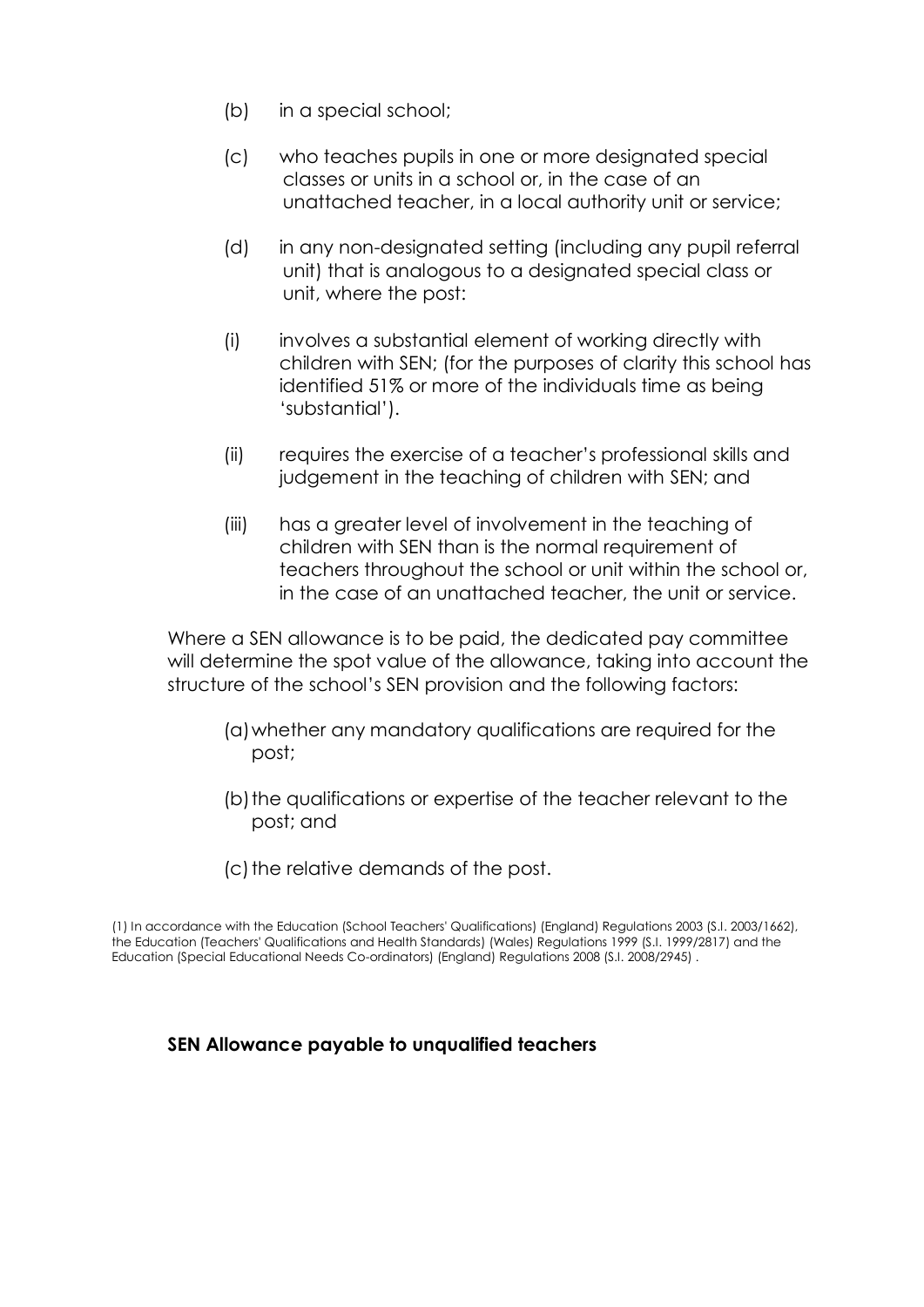(b) in a special school;

(c) who teaches pupils in one or more designated special classes or units in a school or, in the case of an unattached teacher, in a local authority unit or service;

(d) in any non-designated setting (including any pupil referral unit) that is analogous to a designated special class or unit, where the post:

(i) involves a substantial element of working directly with children with SEN; (for the purposes of clarity this school has identified 51% or more of the individuals time as being 'substantial').

(ii) requires the exercise of a teacher's professional skills and judgement in the teaching of children with SEN; and

(iii) has a greater level of involvement in the teaching of children with SEN than is the normal requirement of teachers throughout the school or unit within the school or, in the case of an unattached teacher, the unit or service.

Where a SEN allowance is to be paid, the dedicated pay committee will determine the spot value of the allowance, taking into account the structure of the school's SEN provision and the following factors:

(a) whether any mandatory qualifications are required for the post;

(b) the qualifications or expertise of the teacher relevant to the post; and

(c) the relative demands of the post.

(1) In accordance with the Education (School Teachers' Qualifications) (England) Regulations 2003 (S.I. 2003/1662), the Education (Teachers' Qualifications and Health Standards) (Wales) Regulations 1999 (S.I. 1999/2817) and the Education (Special Educational Needs Co-ordinators) (England) Regulations 2008 (S.I. 2008/2945) .

**SEN Allowance payable to unqualified teachers**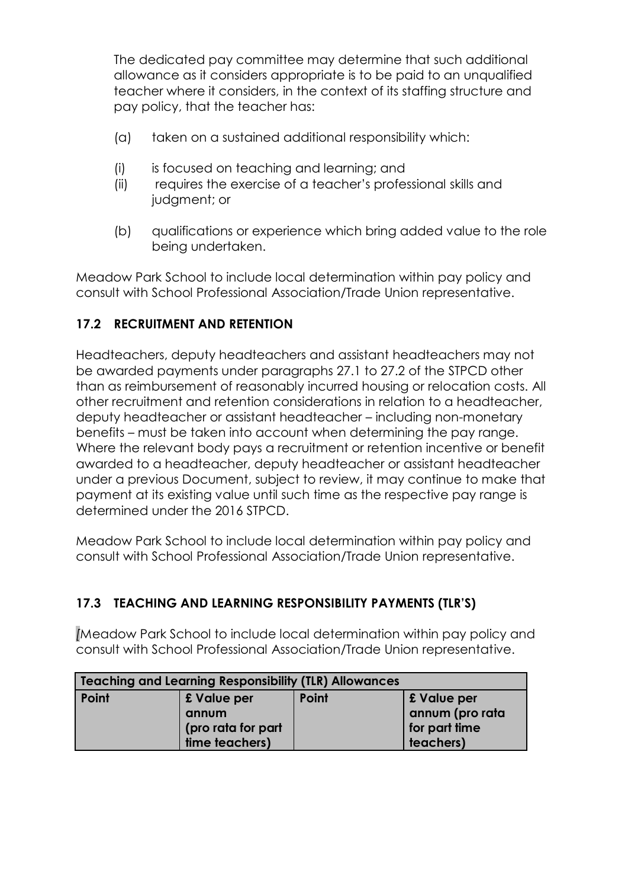The dedicated pay committee may determine that such additional allowance as it considers appropriate is to be paid to an unqualified teacher where it considers, in the context of its staffing structure and pay policy, that the teacher has:

(a) taken on a sustained additional responsibility which:

(i) is focused on teaching and learning; and
(ii) requires the exercise of a teacher's professional skills and judgment; or

(b) qualifications or experience which bring added value to the role being undertaken.

Meadow Park School to include local determination within pay policy and consult with School Professional Association/Trade Union representative.

### 17.2 RECRUITMENT AND RETENTION

Headteachers, deputy headteachers and assistant headteachers may not be awarded payments under paragraphs 27.1 to 27.2 of the STPCD other than as reimbursement of reasonably incurred housing or relocation costs. All other recruitment and retention considerations in relation to a headteacher, deputy headteacher or assistant headteacher – including non-monetary benefits – must be taken into account when determining the pay range. Where the relevant body pays a recruitment or retention incentive or benefit awarded to a headteacher, deputy headteacher or assistant headteacher under a previous Document, subject to review, it may continue to make that payment at its existing value until such time as the respective pay range is determined under the 2016 STPCD.

Meadow Park School to include local determination within pay policy and consult with School Professional Association/Trade Union representative.

### 17.3 TEACHING AND LEARNING RESPONSIBILITY PAYMENTS (TLR'S)

[Meadow Park School to include local determination within pay policy and consult with School Professional Association/Trade Union representative.

| Teaching and Learning Responsibility (TLR) Allowances | | | |
|---|---|---|---|
| **Point** | **£ Value per annum (pro rata for part time teachers)** | **Point** | **£ Value per annum (pro rata for part time teachers)** |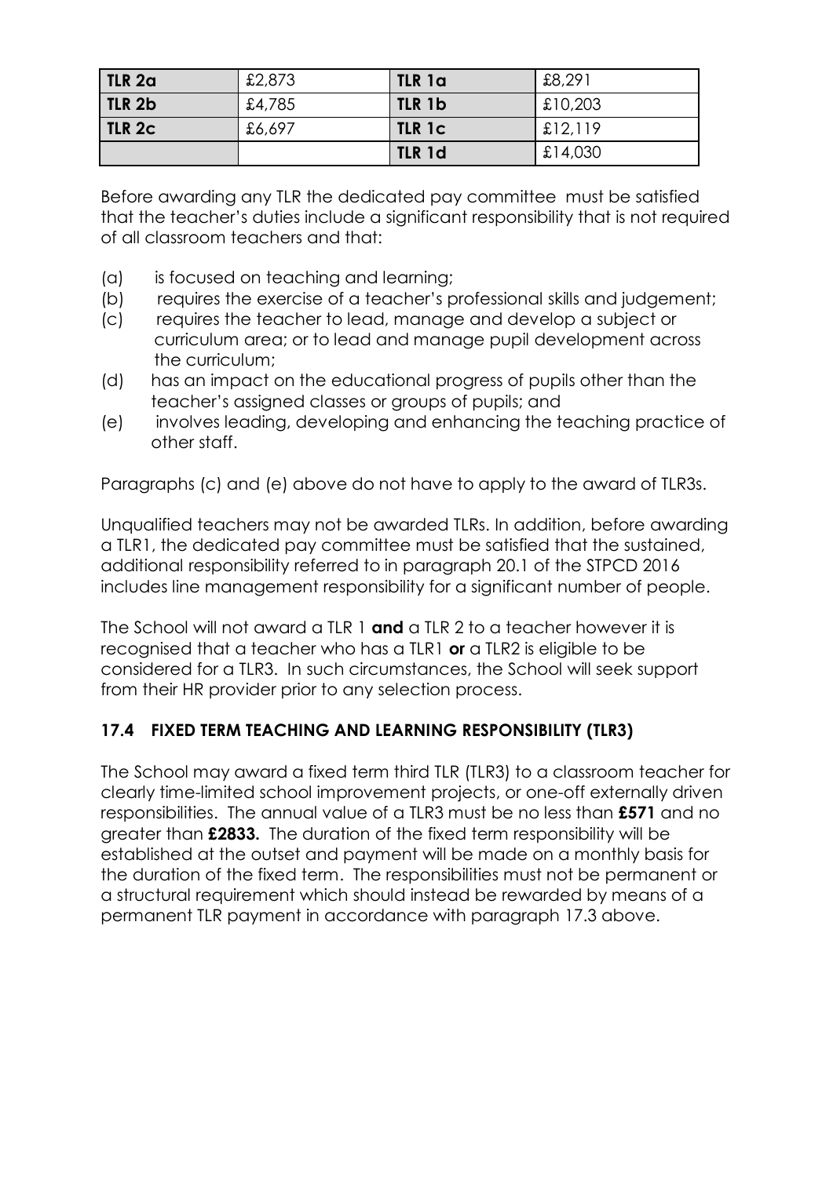| | | | |
|---|---|---|---|
| **TLR 2a** | £2,873 | **TLR 1a** | £8,291 |
| **TLR 2b** | £4,785 | **TLR 1b** | £10,203 |
| **TLR 2c** | £6,697 | **TLR 1c** | £12,119 |
| | | **TLR 1d** | £14,030 |

Before awarding any TLR the dedicated pay committee must be satisfied that the teacher's duties include a significant responsibility that is not required of all classroom teachers and that:

(a) is focused on teaching and learning;
(b) requires the exercise of a teacher's professional skills and judgement;
(c) requires the teacher to lead, manage and develop a subject or curriculum area; or to lead and manage pupil development across the curriculum;
(d) has an impact on the educational progress of pupils other than the teacher's assigned classes or groups of pupils; and
(e) involves leading, developing and enhancing the teaching practice of other staff.

Paragraphs (c) and (e) above do not have to apply to the award of TLR3s.

Unqualified teachers may not be awarded TLRs. In addition, before awarding a TLR1, the dedicated pay committee must be satisfied that the sustained, additional responsibility referred to in paragraph 20.1 of the STPCD 2016 includes line management responsibility for a significant number of people.

The School will not award a TLR 1 **and** a TLR 2 to a teacher however it is recognised that a teacher who has a TLR1 **or** a TLR2 is eligible to be considered for a TLR3. In such circumstances, the School will seek support from their HR provider prior to any selection process.

### 17.4 FIXED TERM TEACHING AND LEARNING RESPONSIBILITY (TLR3)

The School may award a fixed term third TLR (TLR3) to a classroom teacher for clearly time-limited school improvement projects, or one-off externally driven responsibilities. The annual value of a TLR3 must be no less than **£571** and no greater than **£2833.** The duration of the fixed term responsibility will be established at the outset and payment will be made on a monthly basis for the duration of the fixed term. The responsibilities must not be permanent or a structural requirement which should instead be rewarded by means of a permanent TLR payment in accordance with paragraph 17.3 above.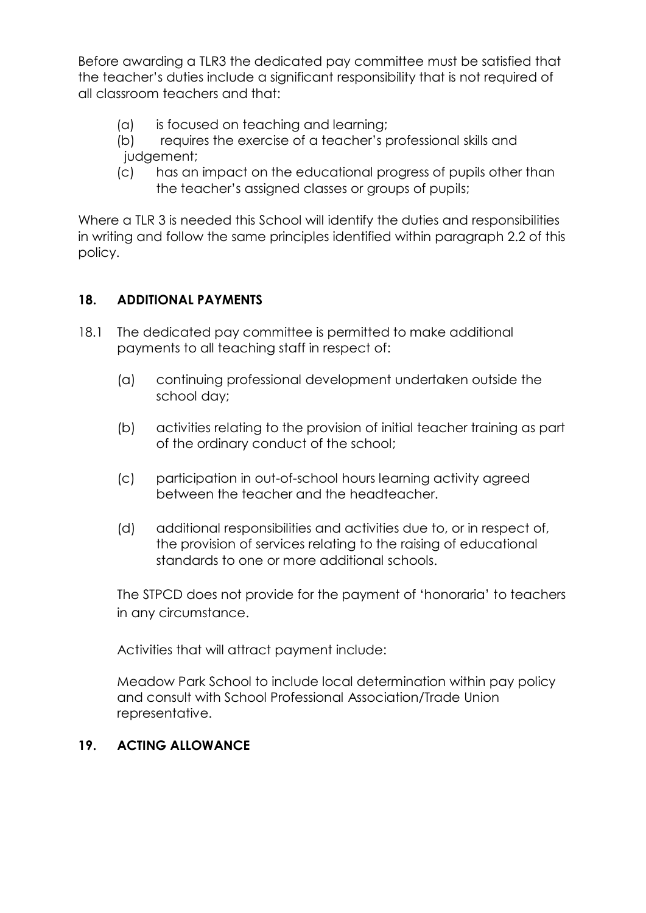Before awarding a TLR3 the dedicated pay committee must be satisfied that the teacher's duties include a significant responsibility that is not required of all classroom teachers and that:

(a) is focused on teaching and learning;
(b) requires the exercise of a teacher's professional skills and judgement;
(c) has an impact on the educational progress of pupils other than the teacher's assigned classes or groups of pupils;

Where a TLR 3 is needed this School will identify the duties and responsibilities in writing and follow the same principles identified within paragraph 2.2 of this policy.

## 18. ADDITIONAL PAYMENTS

18.1 The dedicated pay committee is permitted to make additional payments to all teaching staff in respect of:

(a) continuing professional development undertaken outside the school day;

(b) activities relating to the provision of initial teacher training as part of the ordinary conduct of the school;

(c) participation in out-of-school hours learning activity agreed between the teacher and the headteacher.

(d) additional responsibilities and activities due to, or in respect of, the provision of services relating to the raising of educational standards to one or more additional schools.

The STPCD does not provide for the payment of 'honoraria' to teachers in any circumstance.

Activities that will attract payment include:

Meadow Park School to include local determination within pay policy and consult with School Professional Association/Trade Union representative.

## 19. ACTING ALLOWANCE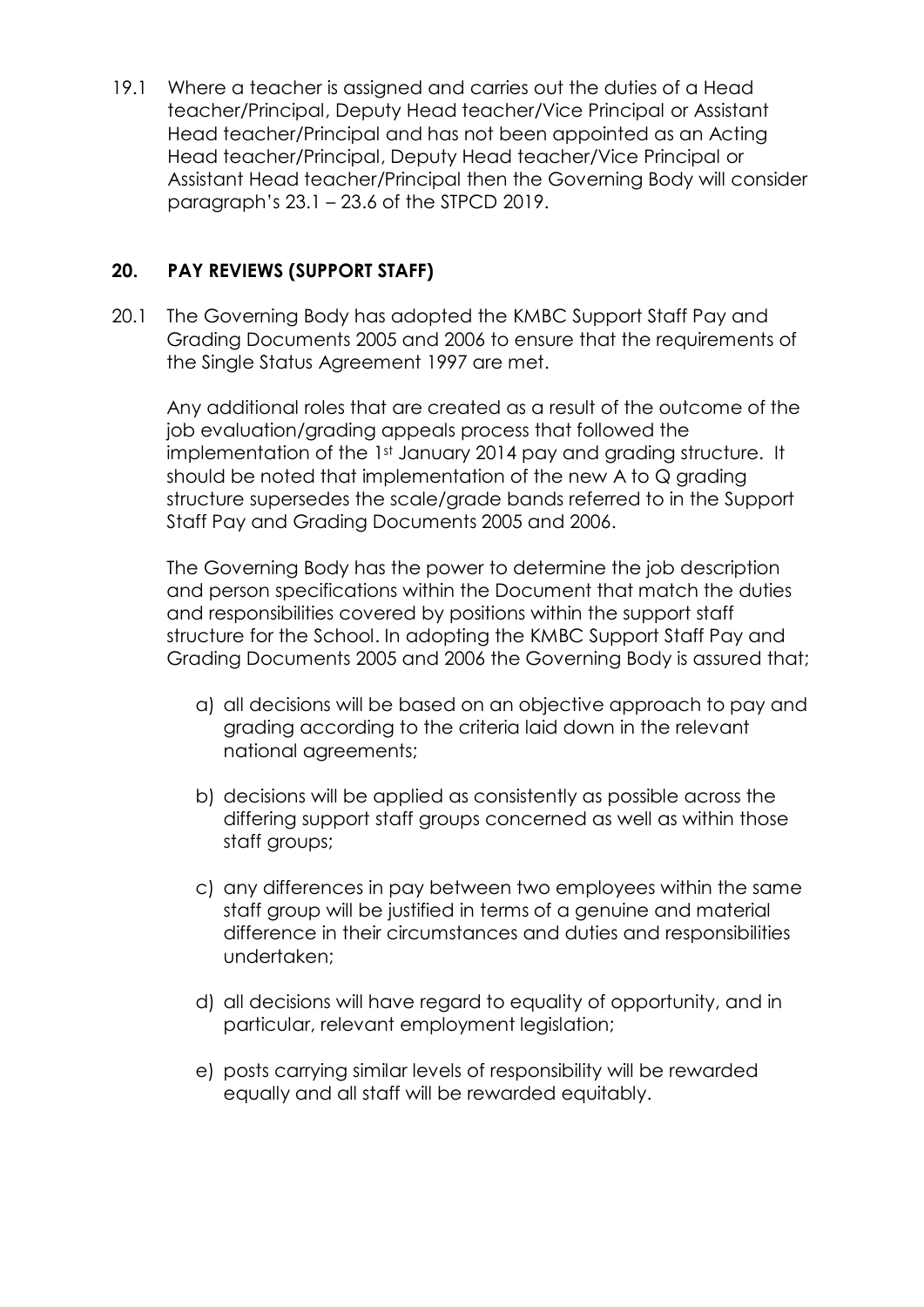19.1 Where a teacher is assigned and carries out the duties of a Head teacher/Principal, Deputy Head teacher/Vice Principal or Assistant Head teacher/Principal and has not been appointed as an Acting Head teacher/Principal, Deputy Head teacher/Vice Principal or Assistant Head teacher/Principal then the Governing Body will consider paragraph's 23.1 – 23.6 of the STPCD 2019.

## 20. PAY REVIEWS (SUPPORT STAFF)

20.1 The Governing Body has adopted the KMBC Support Staff Pay and Grading Documents 2005 and 2006 to ensure that the requirements of the Single Status Agreement 1997 are met.

Any additional roles that are created as a result of the outcome of the job evaluation/grading appeals process that followed the implementation of the 1st January 2014 pay and grading structure. It should be noted that implementation of the new A to Q grading structure supersedes the scale/grade bands referred to in the Support Staff Pay and Grading Documents 2005 and 2006.

The Governing Body has the power to determine the job description and person specifications within the Document that match the duties and responsibilities covered by positions within the support staff structure for the School. In adopting the KMBC Support Staff Pay and Grading Documents 2005 and 2006 the Governing Body is assured that;

a) all decisions will be based on an objective approach to pay and grading according to the criteria laid down in the relevant national agreements;

b) decisions will be applied as consistently as possible across the differing support staff groups concerned as well as within those staff groups;

c) any differences in pay between two employees within the same staff group will be justified in terms of a genuine and material difference in their circumstances and duties and responsibilities undertaken;

d) all decisions will have regard to equality of opportunity, and in particular, relevant employment legislation;

e) posts carrying similar levels of responsibility will be rewarded equally and all staff will be rewarded equitably.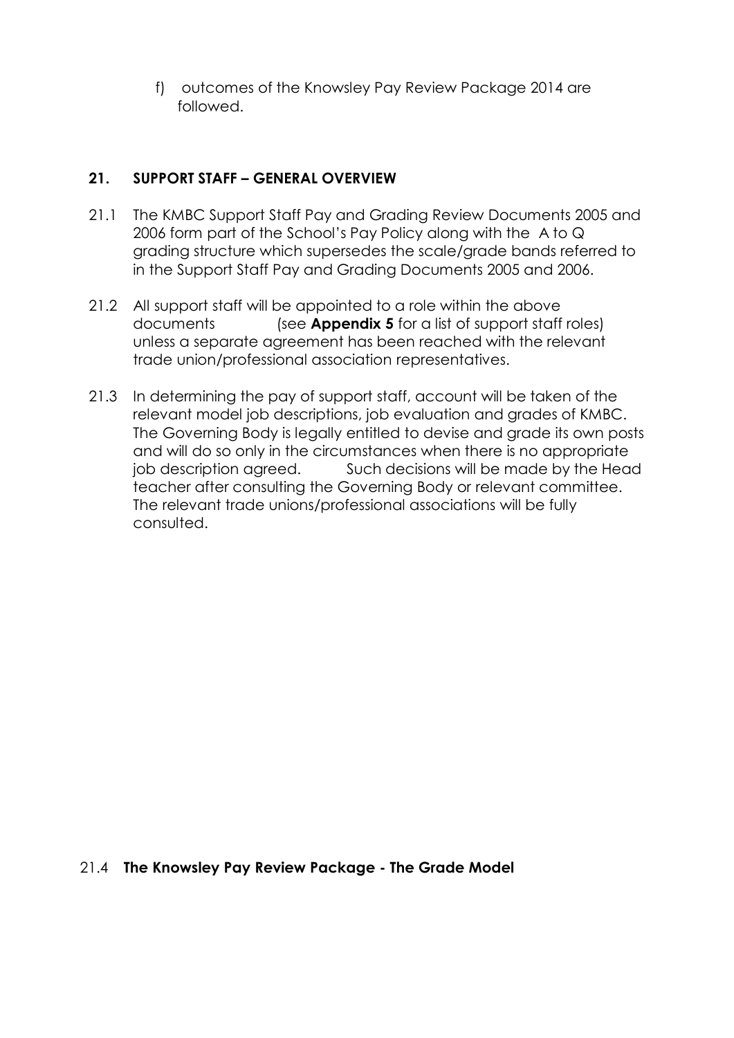f) outcomes of the Knowsley Pay Review Package 2014 are followed.

## 21. SUPPORT STAFF – GENERAL OVERVIEW

21.1 The KMBC Support Staff Pay and Grading Review Documents 2005 and 2006 form part of the School's Pay Policy along with the A to Q grading structure which supersedes the scale/grade bands referred to in the Support Staff Pay and Grading Documents 2005 and 2006.

21.2 All support staff will be appointed to a role within the above documents (see **Appendix 5** for a list of support staff roles) unless a separate agreement has been reached with the relevant trade union/professional association representatives.

21.3 In determining the pay of support staff, account will be taken of the relevant model job descriptions, job evaluation and grades of KMBC. The Governing Body is legally entitled to devise and grade its own posts and will do so only in the circumstances when there is no appropriate job description agreed. Such decisions will be made by the Head teacher after consulting the Governing Body or relevant committee. The relevant trade unions/professional associations will be fully consulted.

### 21.4 The Knowsley Pay Review Package - The Grade Model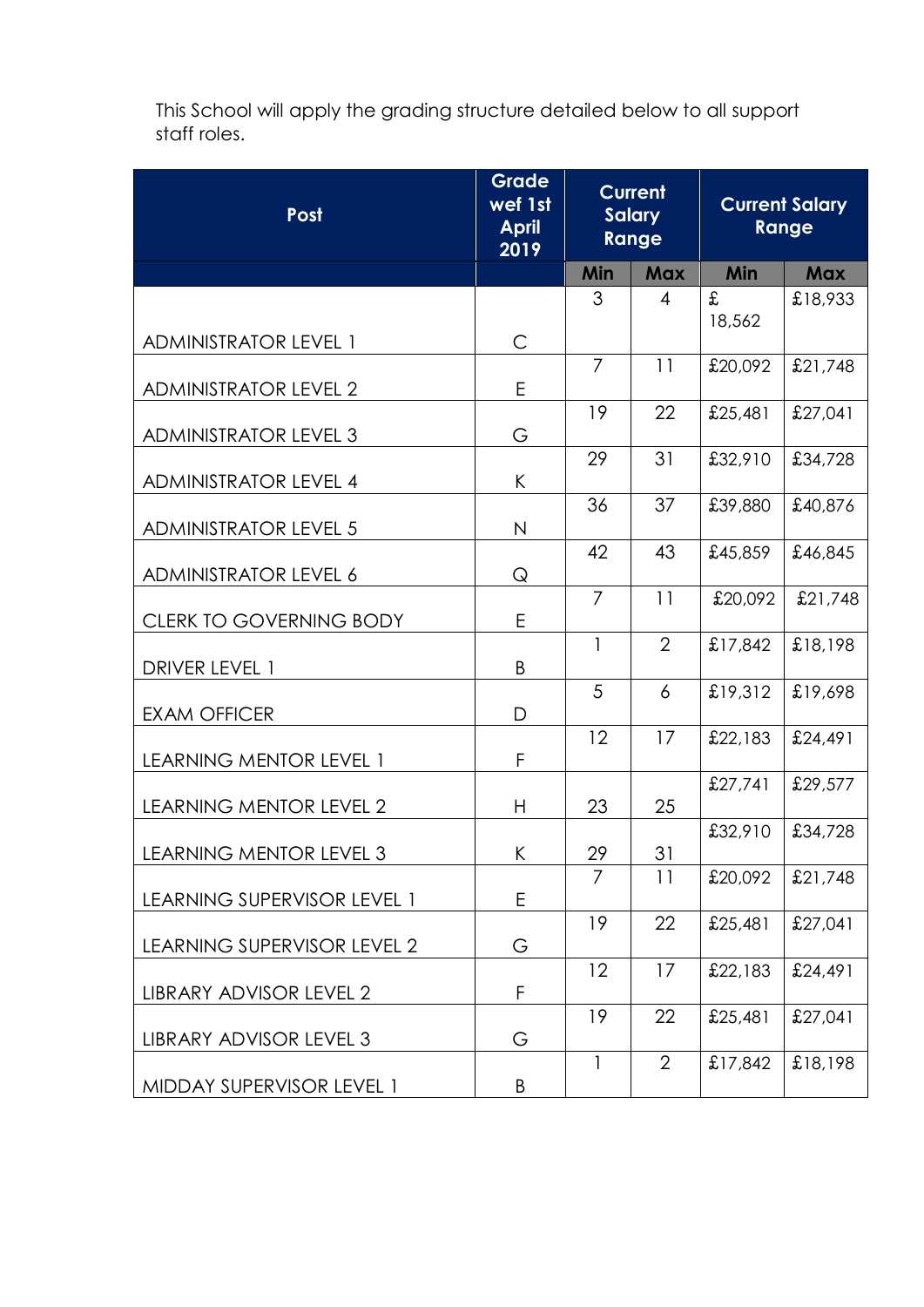This School will apply the grading structure detailed below to all support staff roles.

| Post | Grade wef 1st April 2019 | Current Salary Range | | Current Salary Range | |
|---|---|---|---|---|---|
| | | Min | Max | Min | Max |
| ADMINISTRATOR LEVEL 1 | C | 3 | 4 | £ 18,562 | £18,933 |
| ADMINISTRATOR LEVEL 2 | E | 7 | 11 | £20,092 | £21,748 |
| ADMINISTRATOR LEVEL 3 | G | 19 | 22 | £25,481 | £27,041 |
| ADMINISTRATOR LEVEL 4 | K | 29 | 31 | £32,910 | £34,728 |
| ADMINISTRATOR LEVEL 5 | N | 36 | 37 | £39,880 | £40,876 |
| ADMINISTRATOR LEVEL 6 | Q | 42 | 43 | £45,859 | £46,845 |
| CLERK TO GOVERNING BODY | E | 7 | 11 | £20,092 | £21,748 |
| DRIVER LEVEL 1 | B | 1 | 2 | £17,842 | £18,198 |
| EXAM OFFICER | D | 5 | 6 | £19,312 | £19,698 |
| LEARNING MENTOR LEVEL 1 | F | 12 | 17 | £22,183 | £24,491 |
| LEARNING MENTOR LEVEL 2 | H | 23 | 25 | £27,741 | £29,577 |
| LEARNING MENTOR LEVEL 3 | K | 29 | 31 | £32,910 | £34,728 |
| LEARNING SUPERVISOR LEVEL 1 | E | 7 | 11 | £20,092 | £21,748 |
| LEARNING SUPERVISOR LEVEL 2 | G | 19 | 22 | £25,481 | £27,041 |
| LIBRARY ADVISOR LEVEL 2 | F | 12 | 17 | £22,183 | £24,491 |
| LIBRARY ADVISOR LEVEL 3 | G | 19 | 22 | £25,481 | £27,041 |
| MIDDAY SUPERVISOR LEVEL 1 | B | 1 | 2 | £17,842 | £18,198 |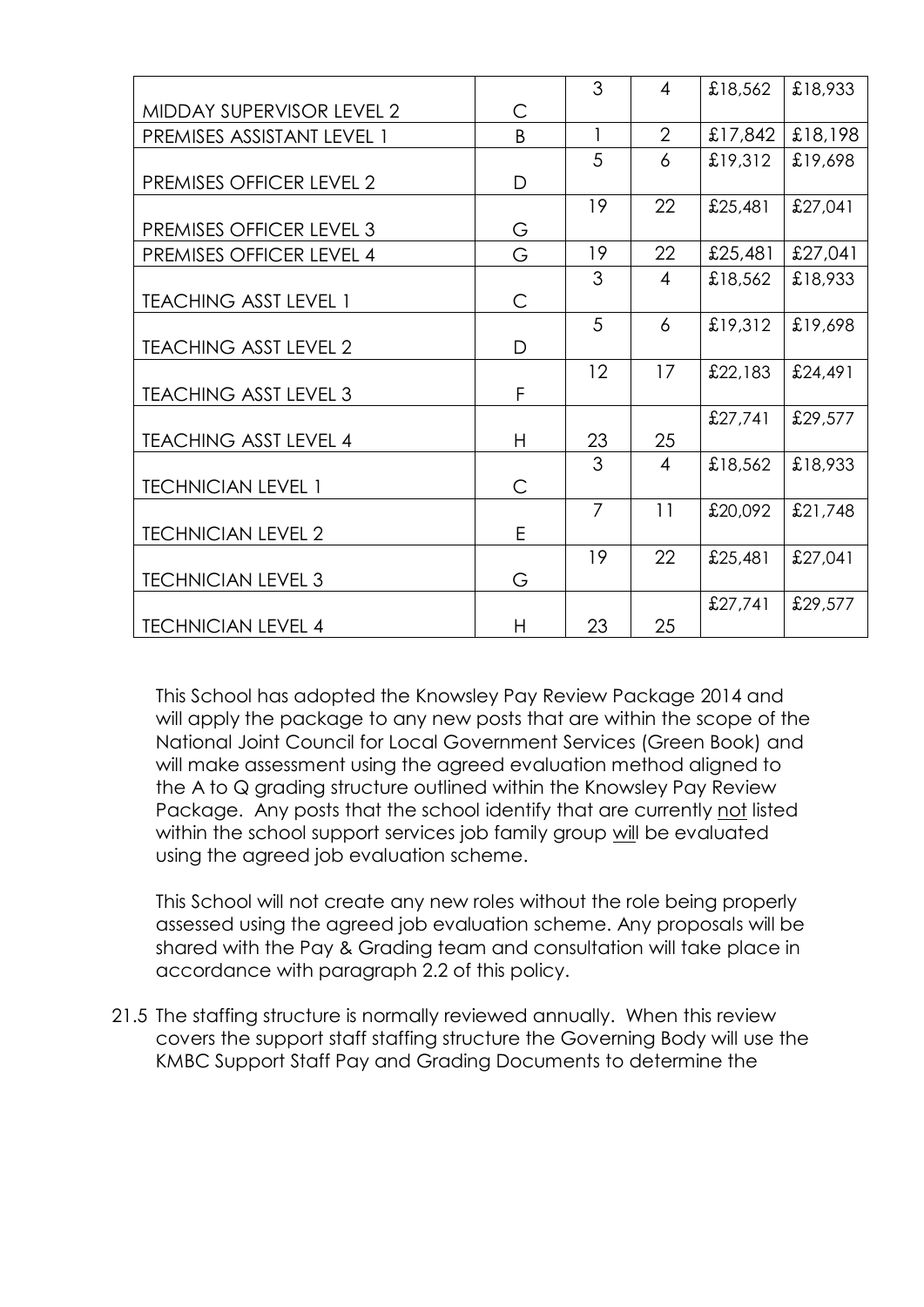| | | | | | |
|---|---|---|---|---|---|
| MIDDAY SUPERVISOR LEVEL 2 | C | 3 | 4 | £18,562 | £18,933 |
| PREMISES ASSISTANT LEVEL 1 | B | 1 | 2 | £17,842 | £18,198 |
| PREMISES OFFICER LEVEL 2 | D | 5 | 6 | £19,312 | £19,698 |
| PREMISES OFFICER LEVEL 3 | G | 19 | 22 | £25,481 | £27,041 |
| PREMISES OFFICER LEVEL 4 | G | 19 | 22 | £25,481 | £27,041 |
| TEACHING ASST LEVEL 1 | C | 3 | 4 | £18,562 | £18,933 |
| TEACHING ASST LEVEL 2 | D | 5 | 6 | £19,312 | £19,698 |
| TEACHING ASST LEVEL 3 | F | 12 | 17 | £22,183 | £24,491 |
| TEACHING ASST LEVEL 4 | H | 23 | 25 | £27,741 | £29,577 |
| TECHNICIAN LEVEL 1 | C | 3 | 4 | £18,562 | £18,933 |
| TECHNICIAN LEVEL 2 | E | 7 | 11 | £20,092 | £21,748 |
| TECHNICIAN LEVEL 3 | G | 19 | 22 | £25,481 | £27,041 |
| TECHNICIAN LEVEL 4 | H | 23 | 25 | £27,741 | £29,577 |

This School has adopted the Knowsley Pay Review Package 2014 and will apply the package to any new posts that are within the scope of the National Joint Council for Local Government Services (Green Book) and will make assessment using the agreed evaluation method aligned to the A to Q grading structure outlined within the Knowsley Pay Review Package. Any posts that the school identify that are currently not listed within the school support services job family group will be evaluated using the agreed job evaluation scheme.

This School will not create any new roles without the role being properly assessed using the agreed job evaluation scheme. Any proposals will be shared with the Pay & Grading team and consultation will take place in accordance with paragraph 2.2 of this policy.

21.5 The staffing structure is normally reviewed annually. When this review covers the support staff staffing structure the Governing Body will use the KMBC Support Staff Pay and Grading Documents to determine the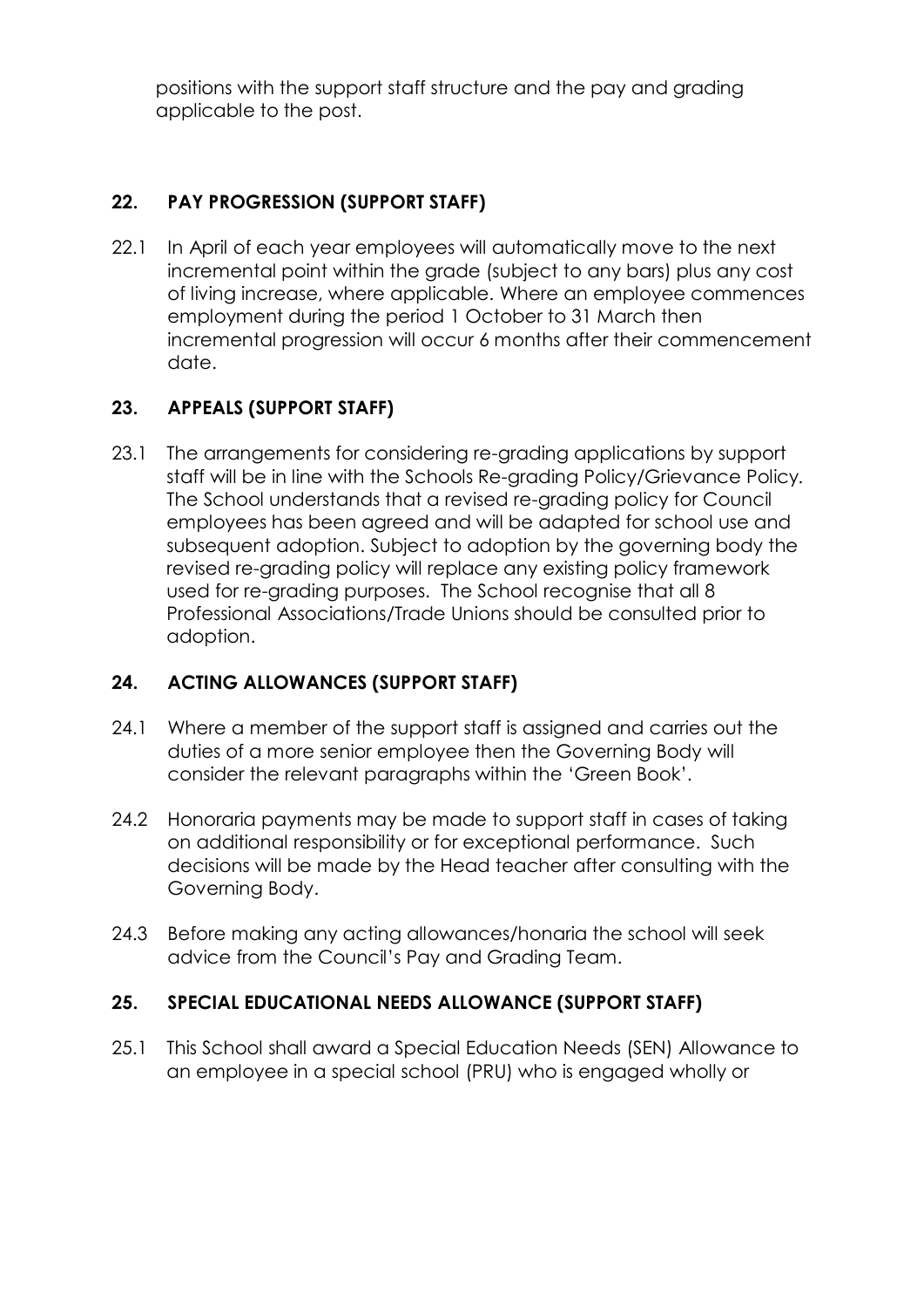positions with the support staff structure and the pay and grading applicable to the post.

## 22. PAY PROGRESSION (SUPPORT STAFF)

22.1 In April of each year employees will automatically move to the next incremental point within the grade (subject to any bars) plus any cost of living increase, where applicable. Where an employee commences employment during the period 1 October to 31 March then incremental progression will occur 6 months after their commencement date.

## 23. APPEALS (SUPPORT STAFF)

23.1 The arrangements for considering re-grading applications by support staff will be in line with the Schools Re-grading Policy/Grievance Policy. The School understands that a revised re-grading policy for Council employees has been agreed and will be adapted for school use and subsequent adoption. Subject to adoption by the governing body the revised re-grading policy will replace any existing policy framework used for re-grading purposes. The School recognise that all 8 Professional Associations/Trade Unions should be consulted prior to adoption.

## 24. ACTING ALLOWANCES (SUPPORT STAFF)

24.1 Where a member of the support staff is assigned and carries out the duties of a more senior employee then the Governing Body will consider the relevant paragraphs within the 'Green Book'.

24.2 Honoraria payments may be made to support staff in cases of taking on additional responsibility or for exceptional performance. Such decisions will be made by the Head teacher after consulting with the Governing Body.

24.3 Before making any acting allowances/honaria the school will seek advice from the Council's Pay and Grading Team.

## 25. SPECIAL EDUCATIONAL NEEDS ALLOWANCE (SUPPORT STAFF)

25.1 This School shall award a Special Education Needs (SEN) Allowance to an employee in a special school (PRU) who is engaged wholly or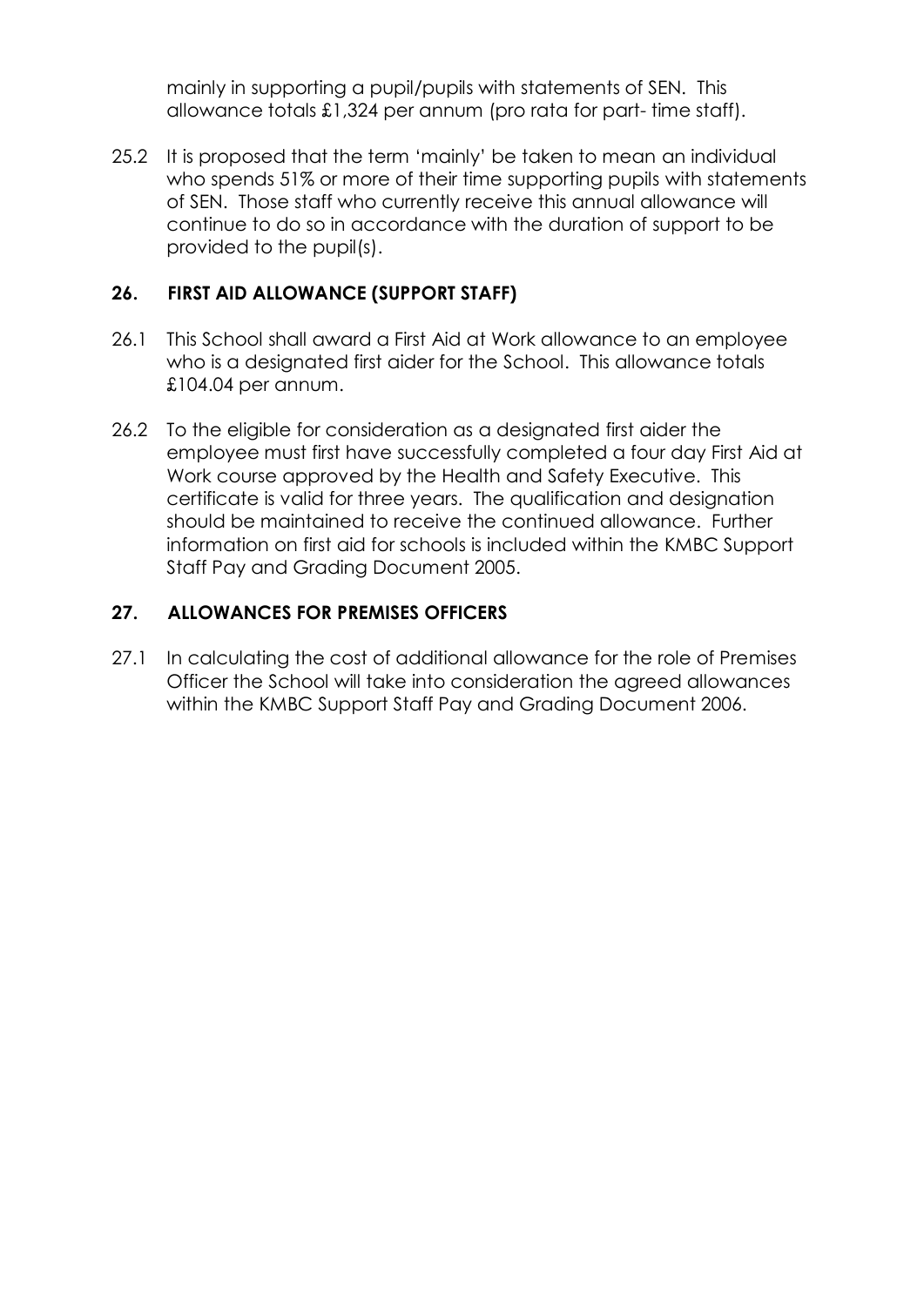mainly in supporting a pupil/pupils with statements of SEN. This allowance totals £1,324 per annum (pro rata for part- time staff).

25.2 It is proposed that the term 'mainly' be taken to mean an individual who spends 51% or more of their time supporting pupils with statements of SEN. Those staff who currently receive this annual allowance will continue to do so in accordance with the duration of support to be provided to the pupil(s).

## 26. FIRST AID ALLOWANCE (SUPPORT STAFF)

26.1 This School shall award a First Aid at Work allowance to an employee who is a designated first aider for the School. This allowance totals £104.04 per annum.

26.2 To the eligible for consideration as a designated first aider the employee must first have successfully completed a four day First Aid at Work course approved by the Health and Safety Executive. This certificate is valid for three years. The qualification and designation should be maintained to receive the continued allowance. Further information on first aid for schools is included within the KMBC Support Staff Pay and Grading Document 2005.

## 27. ALLOWANCES FOR PREMISES OFFICERS

27.1 In calculating the cost of additional allowance for the role of Premises Officer the School will take into consideration the agreed allowances within the KMBC Support Staff Pay and Grading Document 2006.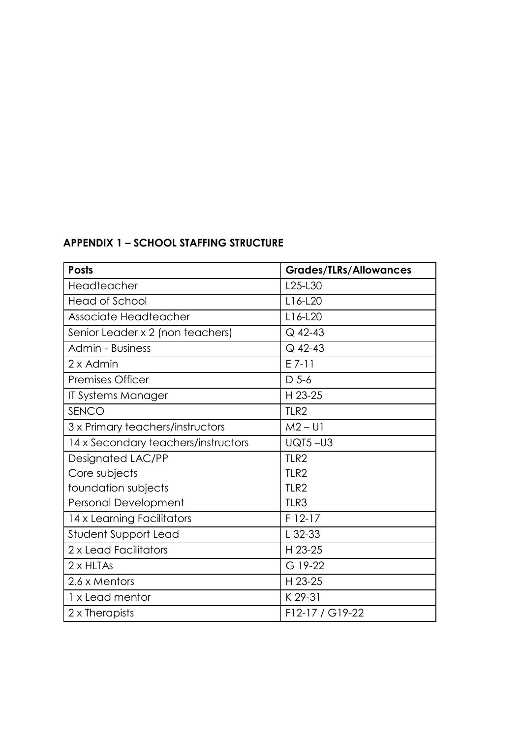**APPENDIX 1 – SCHOOL STAFFING STRUCTURE**

| Posts | Grades/TLRs/Allowances |
| --- | --- |
| Headteacher | L25-L30 |
| Head of School | L16-L20 |
| Associate Headteacher | L16-L20 |
| Senior Leader x 2 (non teachers) | Q 42-43 |
| Admin - Business | Q 42-43 |
| 2 x Admin | E 7-11 |
| Premises Officer | D 5-6 |
| IT Systems Manager | H 23-25 |
| SENCO | TLR2 |
| 3 x Primary teachers/instructors | M2 – U1 |
| 14 x Secondary teachers/instructors | UQT5 –U3 |
| Designated LAC/PP<br>Core subjects<br>foundation subjects<br>Personal Development | TLR2<br>TLR2<br>TLR2<br>TLR3 |
| 14 x Learning Facilitators | F 12-17 |
| Student Support Lead | L 32-33 |
| 2 x Lead Facilitators | H 23-25 |
| 2 x HLTAs | G 19-22 |
| 2.6 x Mentors | H 23-25 |
| 1 x Lead mentor | K 29-31 |
| 2 x Therapists | F12-17 / G19-22 |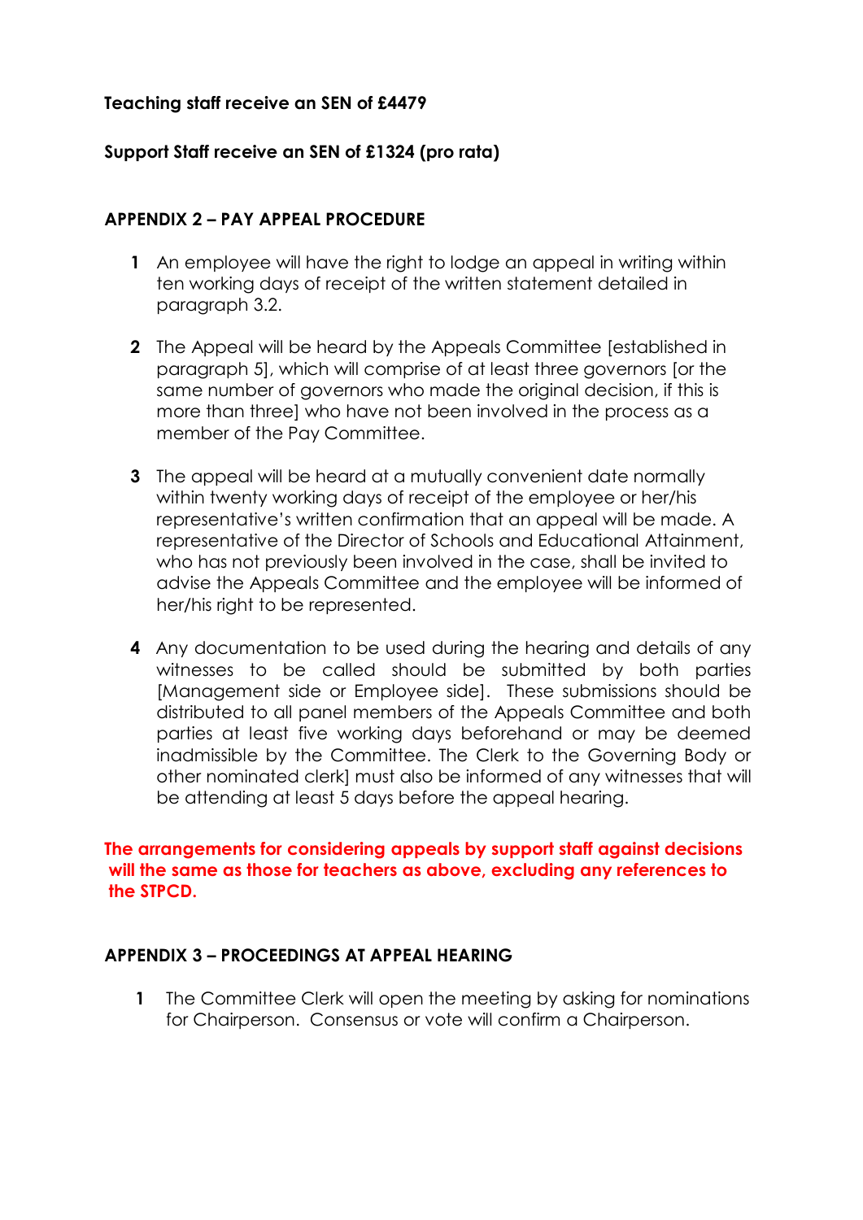**Teaching staff receive an SEN of £4479**

**Support Staff receive an SEN of £1324 (pro rata)**

## APPENDIX 2 – PAY APPEAL PROCEDURE

1. An employee will have the right to lodge an appeal in writing within ten working days of receipt of the written statement detailed in paragraph 3.2.

2. The Appeal will be heard by the Appeals Committee [established in paragraph 5], which will comprise of at least three governors [or the same number of governors who made the original decision, if this is more than three] who have not been involved in the process as a member of the Pay Committee.

3. The appeal will be heard at a mutually convenient date normally within twenty working days of receipt of the employee or her/his representative's written confirmation that an appeal will be made. A representative of the Director of Schools and Educational Attainment, who has not previously been involved in the case, shall be invited to advise the Appeals Committee and the employee will be informed of her/his right to be represented.

4. Any documentation to be used during the hearing and details of any witnesses to be called should be submitted by both parties [Management side or Employee side]. These submissions should be distributed to all panel members of the Appeals Committee and both parties at least five working days beforehand or may be deemed inadmissible by the Committee. The Clerk to the Governing Body or other nominated clerk] must also be informed of any witnesses that will be attending at least 5 days before the appeal hearing.

**The arrangements for considering appeals by support staff against decisions will the same as those for teachers as above, excluding any references to the STPCD.**

## APPENDIX 3 – PROCEEDINGS AT APPEAL HEARING

1. The Committee Clerk will open the meeting by asking for nominations for Chairperson. Consensus or vote will confirm a Chairperson.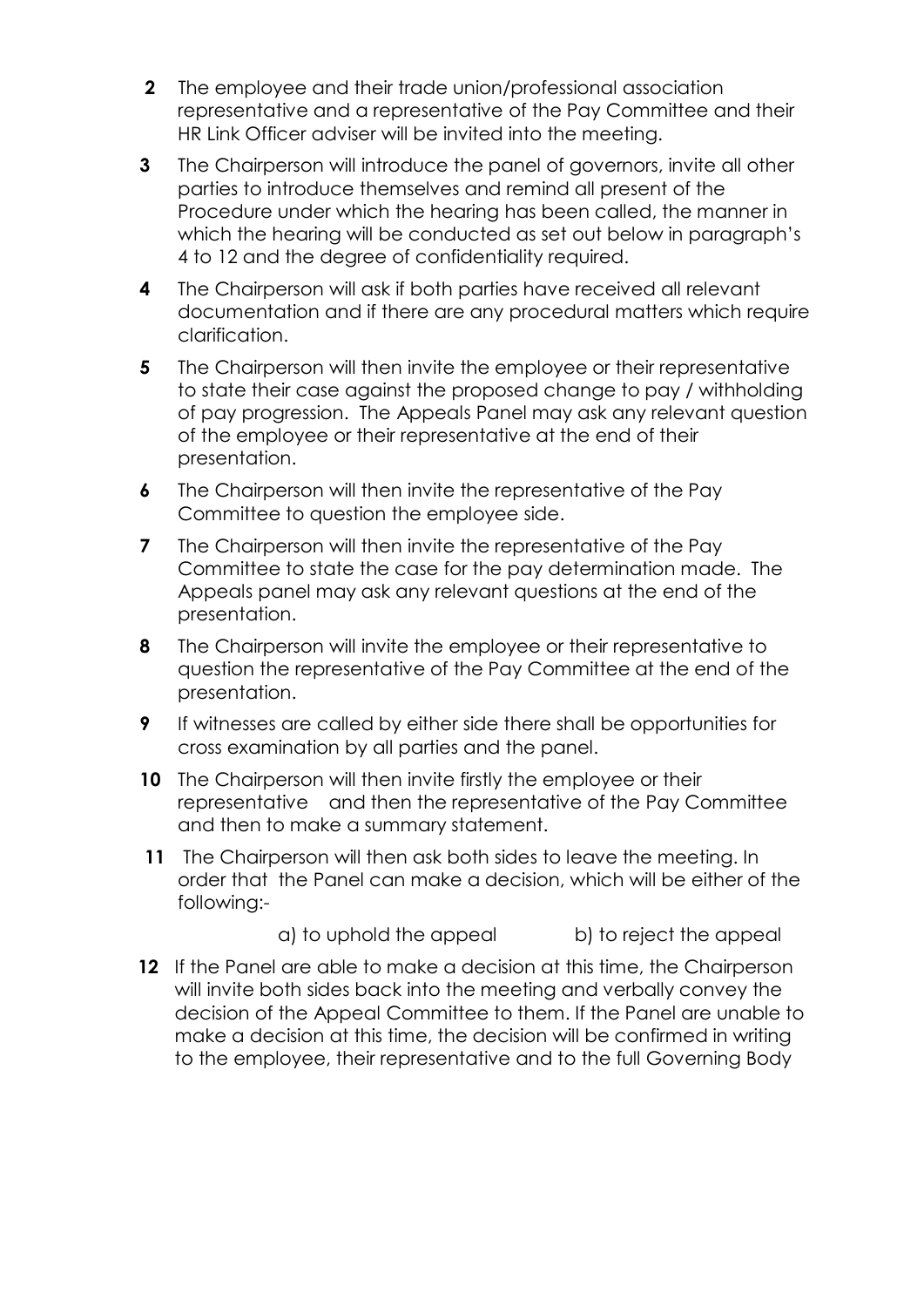2. The employee and their trade union/professional association representative and a representative of the Pay Committee and their HR Link Officer adviser will be invited into the meeting.

3. The Chairperson will introduce the panel of governors, invite all other parties to introduce themselves and remind all present of the Procedure under which the hearing has been called, the manner in which the hearing will be conducted as set out below in paragraph's 4 to 12 and the degree of confidentiality required.

4. The Chairperson will ask if both parties have received all relevant documentation and if there are any procedural matters which require clarification.

5. The Chairperson will then invite the employee or their representative to state their case against the proposed change to pay / withholding of pay progression. The Appeals Panel may ask any relevant question of the employee or their representative at the end of their presentation.

6. The Chairperson will then invite the representative of the Pay Committee to question the employee side.

7. The Chairperson will then invite the representative of the Pay Committee to state the case for the pay determination made. The Appeals panel may ask any relevant questions at the end of the presentation.

8. The Chairperson will invite the employee or their representative to question the representative of the Pay Committee at the end of the presentation.

9. If witnesses are called by either side there shall be opportunities for cross examination by all parties and the panel.

10. The Chairperson will then invite firstly the employee or their representative and then the representative of the Pay Committee and then to make a summary statement.

11. The Chairperson will then ask both sides to leave the meeting. In order that the Panel can make a decision, which will be either of the following:-

    a) to uphold the appeal    b) to reject the appeal

12. If the Panel are able to make a decision at this time, the Chairperson will invite both sides back into the meeting and verbally convey the decision of the Appeal Committee to them. If the Panel are unable to make a decision at this time, the decision will be confirmed in writing to the employee, their representative and to the full Governing Body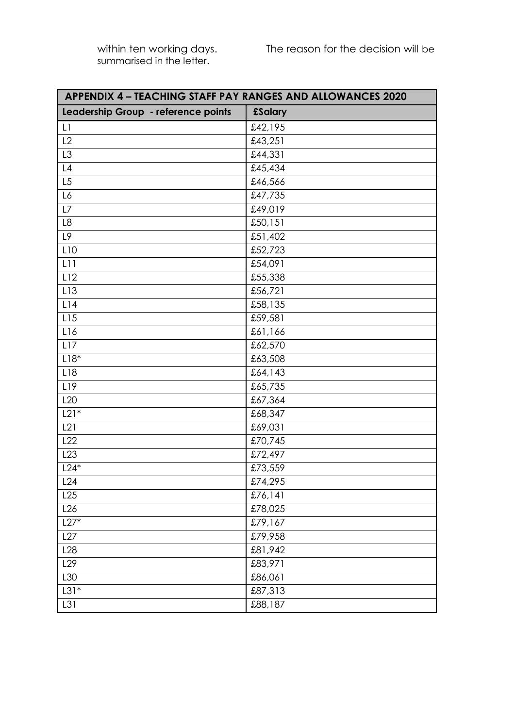within ten working days. The reason for the decision will be summarised in the letter.

| APPENDIX 4 – TEACHING STAFF PAY RANGES AND ALLOWANCES 2020 | |
|---|---|
| **Leadership Group - reference points** | **£Salary** |
| L1 | £42,195 |
| L2 | £43,251 |
| L3 | £44,331 |
| L4 | £45,434 |
| L5 | £46,566 |
| L6 | £47,735 |
| L7 | £49,019 |
| L8 | £50,151 |
| L9 | £51,402 |
| L10 | £52,723 |
| L11 | £54,091 |
| L12 | £55,338 |
| L13 | £56,721 |
| L14 | £58,135 |
| L15 | £59,581 |
| L16 | £61,166 |
| L17 | £62,570 |
| L18* | £63,508 |
| L18 | £64,143 |
| L19 | £65,735 |
| L20 | £67,364 |
| L21* | £68,347 |
| L21 | £69,031 |
| L22 | £70,745 |
| L23 | £72,497 |
| L24* | £73,559 |
| L24 | £74,295 |
| L25 | £76,141 |
| L26 | £78,025 |
| L27* | £79,167 |
| L27 | £79,958 |
| L28 | £81,942 |
| L29 | £83,971 |
| L30 | £86,061 |
| L31* | £87,313 |
| L31 | £88,187 |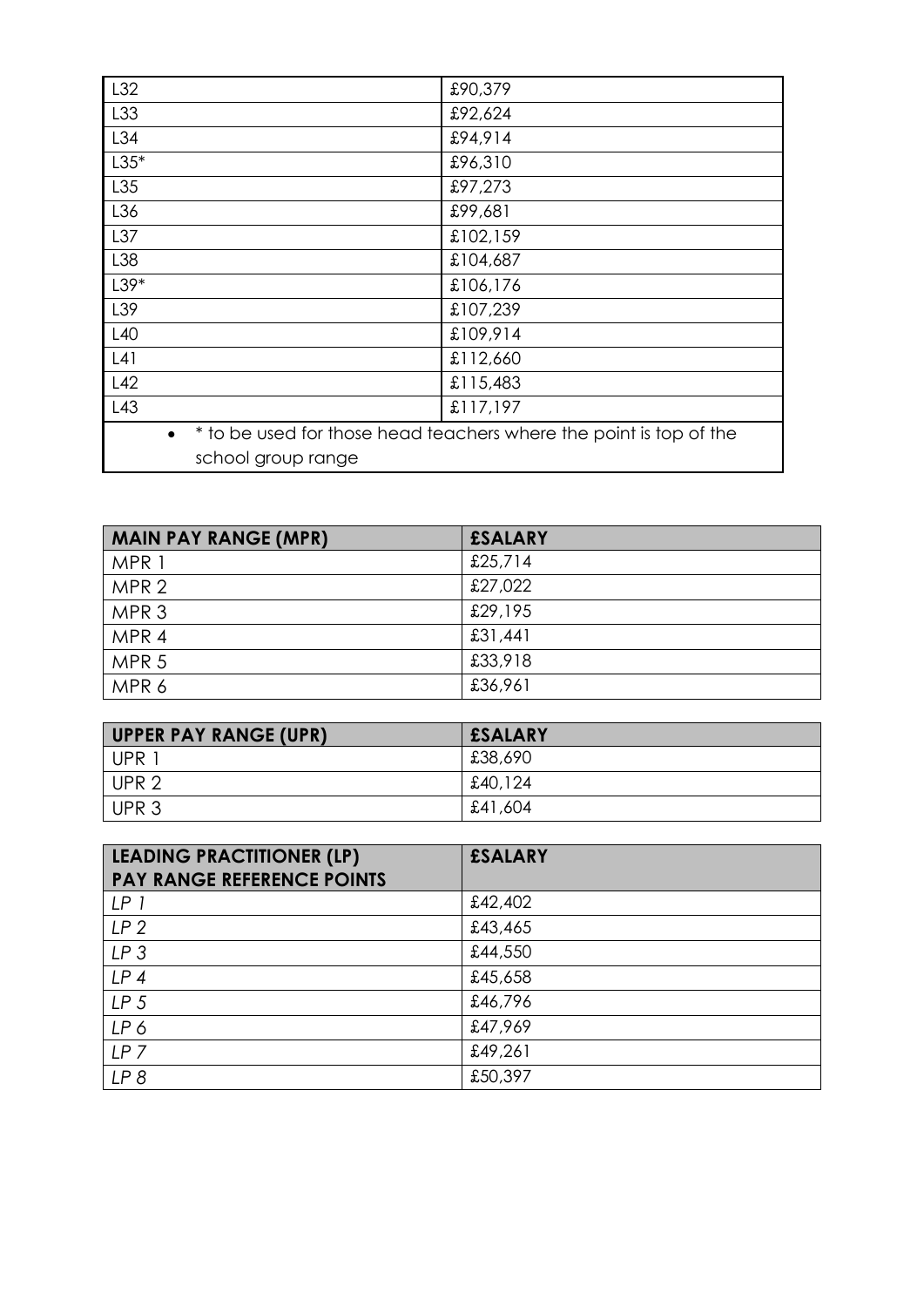| | |
|---|---|
| L32 | £90,379 |
| L33 | £92,624 |
| L34 | £94,914 |
| L35* | £96,310 |
| L35 | £97,273 |
| L36 | £99,681 |
| L37 | £102,159 |
| L38 | £104,687 |
| L39* | £106,176 |
| L39 | £107,239 |
| L40 | £109,914 |
| L41 | £112,660 |
| L42 | £115,483 |
| L43 | £117,197 |

- * to be used for those head teachers where the point is top of the school group range

| MAIN PAY RANGE (MPR) | £SALARY |
|---|---|
| MPR 1 | £25,714 |
| MPR 2 | £27,022 |
| MPR 3 | £29,195 |
| MPR 4 | £31,441 |
| MPR 5 | £33,918 |
| MPR 6 | £36,961 |

| UPPER PAY RANGE (UPR) | £SALARY |
|---|---|
| UPR 1 | £38,690 |
| UPR 2 | £40,124 |
| UPR 3 | £41,604 |

| LEADING PRACTITIONER (LP) PAY RANGE REFERENCE POINTS | £SALARY |
|---|---|
| *LP 1* | £42,402 |
| *LP 2* | £43,465 |
| *LP 3* | £44,550 |
| *LP 4* | £45,658 |
| *LP 5* | £46,796 |
| *LP 6* | £47,969 |
| *LP 7* | £49,261 |
| *LP 8* | £50,397 |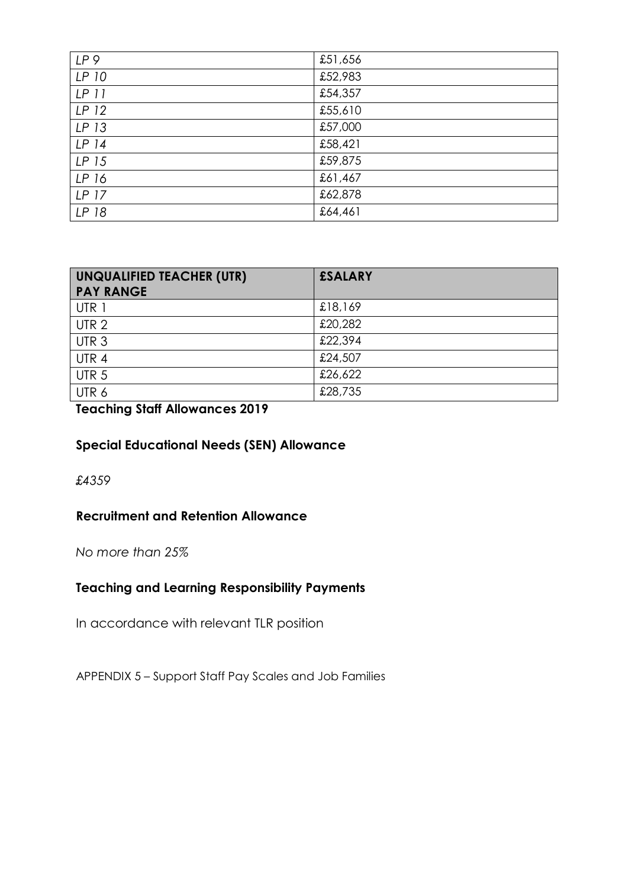| | |
|---|---|
| *LP 9* | £51,656 |
| *LP 10* | £52,983 |
| *LP 11* | £54,357 |
| *LP 12* | £55,610 |
| *LP 13* | £57,000 |
| *LP 14* | £58,421 |
| *LP 15* | £59,875 |
| *LP 16* | £61,467 |
| *LP 17* | £62,878 |
| *LP 18* | £64,461 |

| **UNQUALIFIED TEACHER (UTR) PAY RANGE** | **£SALARY** |
|---|---|
| UTR 1 | £18,169 |
| UTR 2 | £20,282 |
| UTR 3 | £22,394 |
| UTR 4 | £24,507 |
| UTR 5 | £26,622 |
| UTR 6 | £28,735 |

**Teaching Staff Allowances 2019**

**Special Educational Needs (SEN) Allowance**

*£4359*

**Recruitment and Retention Allowance**

*No more than 25%*

**Teaching and Learning Responsibility Payments**

In accordance with relevant TLR position

APPENDIX 5 – Support Staff Pay Scales and Job Families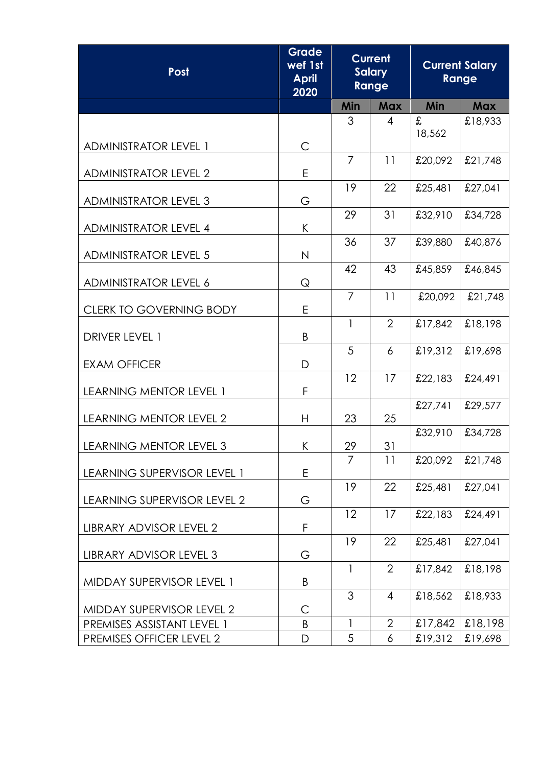| Post | Grade wef 1st April 2020 | Current Salary Range | | Current Salary Range | |
|---|---|---|---|---|---|
| | | Min | Max | Min | Max |
| ADMINISTRATOR LEVEL 1 | C | 3 | 4 | £ 18,562 | £18,933 |
| ADMINISTRATOR LEVEL 2 | E | 7 | 11 | £20,092 | £21,748 |
| ADMINISTRATOR LEVEL 3 | G | 19 | 22 | £25,481 | £27,041 |
| ADMINISTRATOR LEVEL 4 | K | 29 | 31 | £32,910 | £34,728 |
| ADMINISTRATOR LEVEL 5 | N | 36 | 37 | £39,880 | £40,876 |
| ADMINISTRATOR LEVEL 6 | Q | 42 | 43 | £45,859 | £46,845 |
| CLERK TO GOVERNING BODY | E | 7 | 11 | £20,092 | £21,748 |
| DRIVER LEVEL 1 | B | 1 | 2 | £17,842 | £18,198 |
| EXAM OFFICER | D | 5 | 6 | £19,312 | £19,698 |
| LEARNING MENTOR LEVEL 1 | F | 12 | 17 | £22,183 | £24,491 |
| LEARNING MENTOR LEVEL 2 | H | 23 | 25 | £27,741 | £29,577 |
| LEARNING MENTOR LEVEL 3 | K | 29 | 31 | £32,910 | £34,728 |
| LEARNING SUPERVISOR LEVEL 1 | E | 7 | 11 | £20,092 | £21,748 |
| LEARNING SUPERVISOR LEVEL 2 | G | 19 | 22 | £25,481 | £27,041 |
| LIBRARY ADVISOR LEVEL 2 | F | 12 | 17 | £22,183 | £24,491 |
| LIBRARY ADVISOR LEVEL 3 | G | 19 | 22 | £25,481 | £27,041 |
| MIDDAY SUPERVISOR LEVEL 1 | B | 1 | 2 | £17,842 | £18,198 |
| MIDDAY SUPERVISOR LEVEL 2 | C | 3 | 4 | £18,562 | £18,933 |
| PREMISES ASSISTANT LEVEL 1 | B | 1 | 2 | £17,842 | £18,198 |
| PREMISES OFFICER LEVEL 2 | D | 5 | 6 | £19,312 | £19,698 |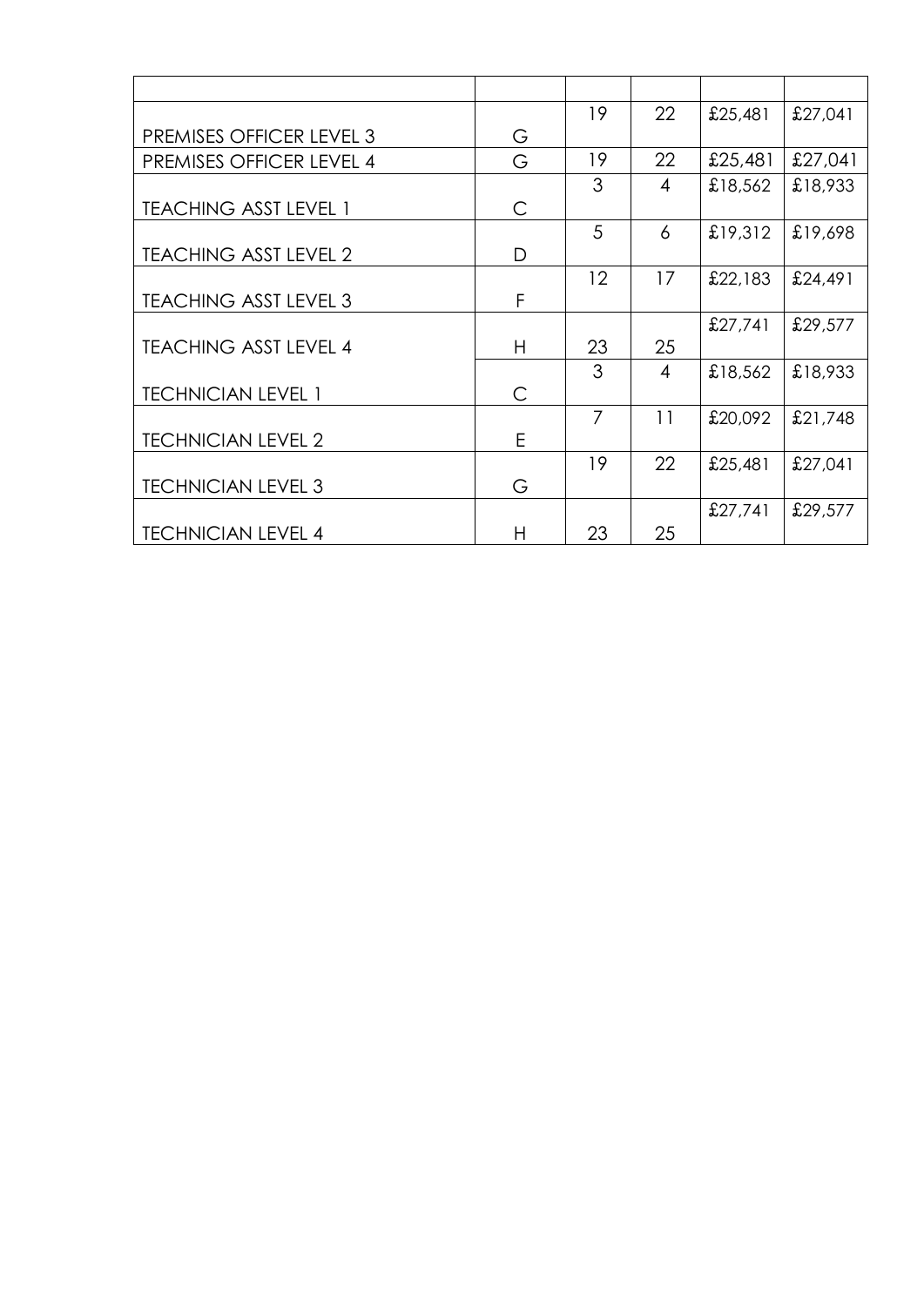| | | | | | |
|---|---|---|---|---|---|
| PREMISES OFFICER LEVEL 3 | G | 19 | 22 | £25,481 | £27,041 |
| PREMISES OFFICER LEVEL 4 | G | 19 | 22 | £25,481 | £27,041 |
| TEACHING ASST LEVEL 1 | C | 3 | 4 | £18,562 | £18,933 |
| TEACHING ASST LEVEL 2 | D | 5 | 6 | £19,312 | £19,698 |
| TEACHING ASST LEVEL 3 | F | 12 | 17 | £22,183 | £24,491 |
| TEACHING ASST LEVEL 4 | H | 23 | 25 | £27,741 | £29,577 |
| TECHNICIAN LEVEL 1 | C | 3 | 4 | £18,562 | £18,933 |
| TECHNICIAN LEVEL 2 | E | 7 | 11 | £20,092 | £21,748 |
| TECHNICIAN LEVEL 3 | G | 19 | 22 | £25,481 | £27,041 |
| TECHNICIAN LEVEL 4 | H | 23 | 25 | £27,741 | £29,577 |